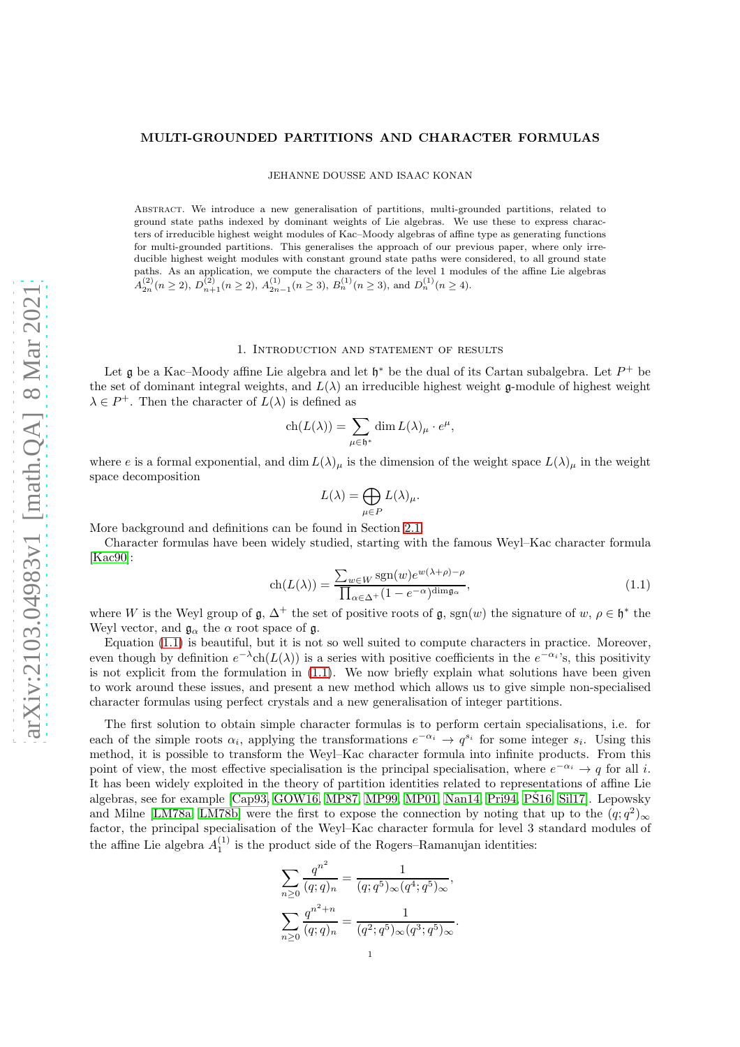# MULTI-GROUNDED PARTITIONS AND CHARACTER FORMULAS

JEHANNE DOUSSE AND ISAAC KONAN

Abstract. We introduce a new generalisation of partitions, multi-grounded partitions, related to ground state paths indexed by dominant weights of Lie algebras. We use these to express characters of irreducible highest weight modules of Kac–Moody algebras of affine type as generating functions for multi-grounded partitions. This generalises the approach of our previous paper, where only irreducible highest weight modules with constant ground state paths were considered, to all ground state paths. As an application, we compute the characters of the level 1 modules of the affine Lie algebras $A_{2n}^{(2)} (n \geq 2)$, $D_{n+1}^{(2)} (n \geq 2)$, $A_{2n-1}^{(1)} (n \geq 3)$, $B_n^{(1)} (n \geq 3)$, and $D_n^{(1)} (n \geq 4)$.

## 1. Introduction and statement of results

Let $\mathfrak{g}$ be a Kac–Moody affine Lie algebra and let $\mathfrak{h}^*$ be the dual of its Cartan subalgebra. Let $P^+$ be the set of dominant integral weights, and $L(\lambda)$ an irreducible highest weight $\mathfrak{g}$-module of highest weight $\lambda \in P^+$. Then the character of $L(\lambda)$ is defined as

$$\operatorname{ch}(L(\lambda)) = \sum_{\mu \in \mathfrak{h}^*} \dim L(\lambda)_\mu \cdot e^\mu,$$

where $e$ is a formal exponential, and $\dim L(\lambda)_\mu$ is the dimension of the weight space $L(\lambda)_\mu$ in the weight space decomposition

$$L(\lambda) = \bigoplus_{\mu \in P} L(\lambda)_\mu.$$

More background and definitions can be found in Section 2.1.

Character formulas have been widely studied, starting with the famous Weyl–Kac character formula [Kac90]:

$$\operatorname{ch}(L(\lambda)) = \frac{\sum_{w \in W} \operatorname{sgn}(w) e^{w(\lambda+\rho)-\rho}}{\prod_{\alpha \in \Delta^+} (1 - e^{-\alpha})^{\dim \mathfrak{g}_\alpha}}, \tag{1.1}$$

where $W$ is the Weyl group of $\mathfrak{g}$, $\Delta^+$ the set of positive roots of $\mathfrak{g}$, $\operatorname{sgn}(w)$ the signature of $w$, $\rho \in \mathfrak{h}^*$ the Weyl vector, and $\mathfrak{g}_\alpha$ the $\alpha$ root space of $\mathfrak{g}$.

Equation (1.1) is beautiful, but it is not so well suited to compute characters in practice. Moreover, even though by definition $e^{-\lambda}\operatorname{ch}(L(\lambda))$ is a series with positive coefficients in the $e^{-\alpha_i}$'s, this positivity is not explicit from the formulation in (1.1). We now briefly explain what solutions have been given to work around these issues, and present a new method which allows us to give simple non-specialised character formulas using perfect crystals and a new generalisation of integer partitions.

The first solution to obtain simple character formulas is to perform certain specialisations, i.e. for each of the simple roots $\alpha_i$, applying the transformations $e^{-\alpha_i} \to q^{s_i}$ for some integer $s_i$. Using this method, it is possible to transform the Weyl–Kac character formula into infinite products. From this point of view, the most effective specialisation is the principal specialisation, where $e^{-\alpha_i} \to q$ for all $i$. It has been widely exploited in the theory of partition identities related to representations of affine Lie algebras, see for example [Cap93, GOW16, MP87, MP99, MP01, Nan14, Pri94, PŠ16, Sil17]. Lepowsky and Milne [LM78a, LM78b] were the first to expose the connection by noting that up to the $(q;q^2)_\infty$ factor, the principal specialisation of the Weyl–Kac character formula for level 3 standard modules of the affine Lie algebra $A_1^{(1)}$ is the product side of the Rogers–Ramanujan identities:

$$\sum_{n \geq 0} \frac{q^{n^2}}{(q;q)_n} = \frac{1}{(q;q^5)_\infty (q^4;q^5)_\infty},$$

$$\sum_{n \geq 0} \frac{q^{n^2+n}}{(q;q)_n} = \frac{1}{(q^2;q^5)_\infty (q^3;q^5)_\infty}.$$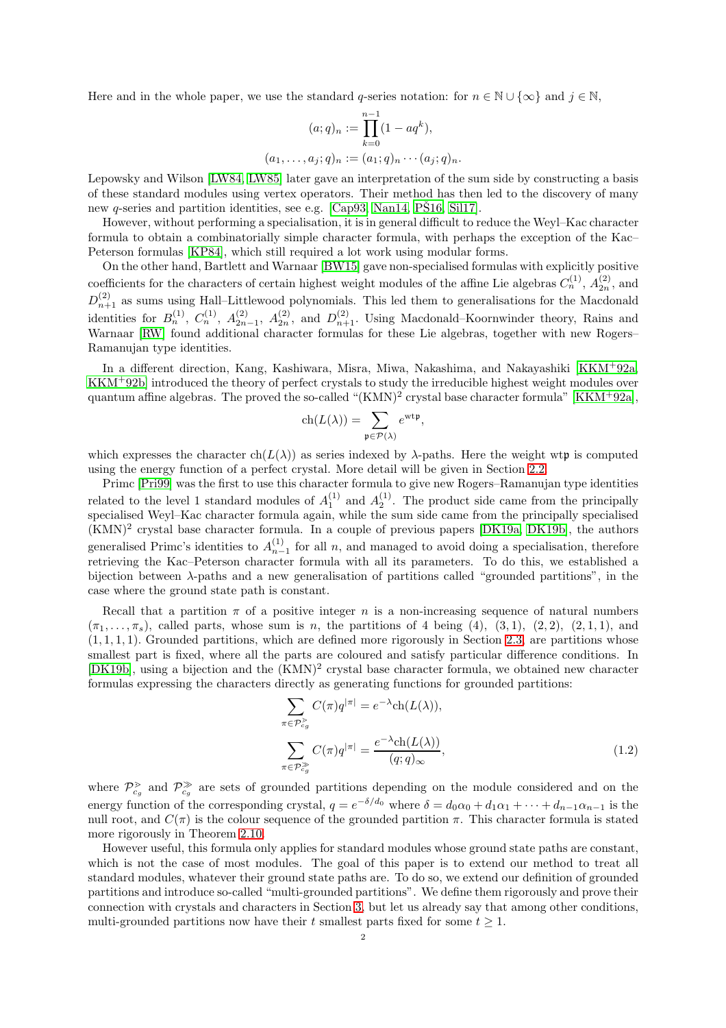Here and in the whole paper, we use the standard $q$-series notation: for $n \in \mathbb{N} \cup \{\infty\}$ and $j \in \mathbb{N}$,

$$(a;q)_n := \prod_{k=0}^{n-1} (1 - aq^k),$$
$$(a_1, \ldots, a_j; q)_n := (a_1;q)_n \cdots (a_j;q)_n.$$

Lepowsky and Wilson [LW84, LW85] later gave an interpretation of the sum side by constructing a basis of these standard modules using vertex operators. Their method has then led to the discovery of many new $q$-series and partition identities, see e.g. [Cap93, Nan14, PŠ16, Sil17].

However, without performing a specialisation, it is in general difficult to reduce the Weyl–Kac character formula to obtain a combinatorially simple character formula, with perhaps the exception of the Kac–Peterson formulas [KP84], which still required a lot work using modular forms.

On the other hand, Bartlett and Warnaar [BW15] gave non-specialised formulas with explicitly positive coefficients for the characters of certain highest weight modules of the affine Lie algebras $C_n^{(1)}$, $A_{2n}^{(2)}$, and $D_{n+1}^{(2)}$ as sums using Hall–Littlewood polynomials. This led them to generalisations for the Macdonald identities for $B_n^{(1)}$, $C_n^{(1)}$, $A_{2n-1}^{(2)}$, $A_{2n}^{(2)}$, and $D_{n+1}^{(2)}$. Using Macdonald–Koornwinder theory, Rains and Warnaar [RW] found additional character formulas for these Lie algebras, together with new Rogers–Ramanujan type identities.

In a different direction, Kang, Kashiwara, Misra, Miwa, Nakashima, and Nakayashiki [KKM+92a, KKM+92b] introduced the theory of perfect crystals to study the irreducible highest weight modules over quantum affine algebras. The proved the so-called "(KMN)$^2$ crystal base character formula" [KKM+92a],

$$\mathrm{ch}(L(\lambda)) = \sum_{\mathfrak{p} \in \mathcal{P}(\lambda)} e^{\mathrm{wt}\mathfrak{p}},$$

which expresses the character $\mathrm{ch}(L(\lambda))$ as series indexed by $\lambda$-paths. Here the weight $\mathrm{wt}\mathfrak{p}$ is computed using the energy function of a perfect crystal. More detail will be given in Section 2.2.

Primc [Pri99] was the first to use this character formula to give new Rogers–Ramanujan type identities related to the level 1 standard modules of $A_1^{(1)}$ and $A_2^{(1)}$. The product side came from the principally specialised Weyl–Kac character formula again, while the sum side came from the principally specialised (KMN)$^2$ crystal base character formula. In a couple of previous papers [DK19a, DK19b], the authors generalised Primc's identities to $A_{n-1}^{(1)}$ for all $n$, and managed to avoid doing a specialisation, therefore retrieving the Kac–Peterson character formula with all its parameters. To do this, we established a bijection between $\lambda$-paths and a new generalisation of partitions called "grounded partitions", in the case where the ground state path is constant.

Recall that a partition $\pi$ of a positive integer $n$ is a non-increasing sequence of natural numbers $(\pi_1, \ldots, \pi_s)$, called parts, whose sum is $n$, the partitions of 4 being $(4)$, $(3,1)$, $(2,2)$, $(2,1,1)$, and $(1,1,1,1)$. Grounded partitions, which are defined more rigorously in Section 2.3, are partitions whose smallest part is fixed, where all the parts are coloured and satisfy particular difference conditions. In [DK19b], using a bijection and the (KMN)$^2$ crystal base character formula, we obtained new character formulas expressing the characters directly as generating functions for grounded partitions:

$$\sum_{\pi \in \mathcal{P}_{c_g}^{\gtrdot}} C(\pi) q^{|\pi|} = e^{-\lambda} \mathrm{ch}(L(\lambda)),$$
$$\sum_{\pi \in \mathcal{P}_{c_g}^{\gg}} C(\pi) q^{|\pi|} = \frac{e^{-\lambda} \mathrm{ch}(L(\lambda))}{(q;q)_\infty}, \tag{1.2}$$

where $\mathcal{P}_{c_g}^{\gtrdot}$ and $\mathcal{P}_{c_g}^{\gg}$ are sets of grounded partitions depending on the module considered and on the energy function of the corresponding crystal, $q = e^{-\delta/d_0}$ where $\delta = d_0\alpha_0 + d_1\alpha_1 + \cdots + d_{n-1}\alpha_{n-1}$ is the null root, and $C(\pi)$ is the colour sequence of the grounded partition $\pi$. This character formula is stated more rigorously in Theorem 2.10.

However useful, this formula only applies for standard modules whose ground state paths are constant, which is not the case of most modules. The goal of this paper is to extend our method to treat all standard modules, whatever their ground state paths are. To do so, we extend our definition of grounded partitions and introduce so-called "multi-grounded partitions". We define them rigorously and prove their connection with crystals and characters in Section 3, but let us already say that among other conditions, multi-grounded partitions now have their $t$ smallest parts fixed for some $t \geq 1$.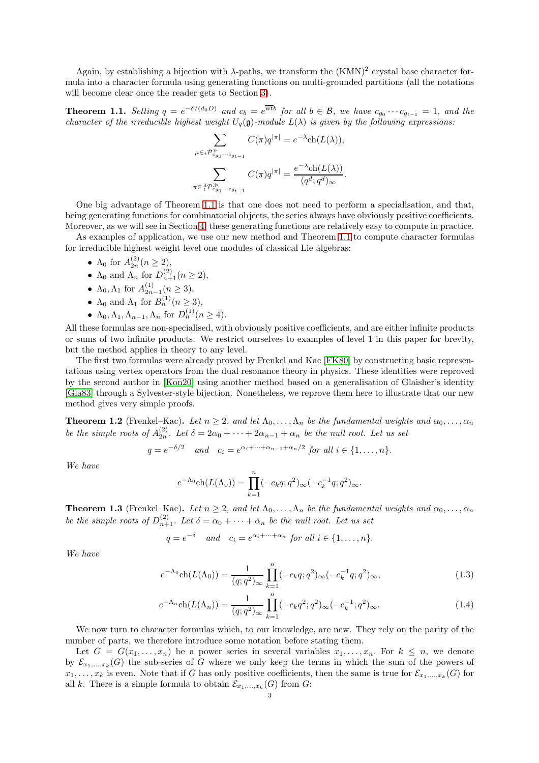Again, by establishing a bijection with $\lambda$-paths, we transform the (KMN)$^2$ crystal base character formula into a character formula using generating functions on multi-grounded partitions (all the notations will become clear once the reader gets to Section 3).

**Theorem 1.1.** *Setting $q = e^{-\delta/(d_0 D)}$ and $c_b = e^{\overline{\text{wt} b}}$ for all $b \in \mathcal{B}$, we have $c_{g_0} \cdots c_{g_{t-1}} = 1$, and the character of the irreducible highest weight $U_q(\mathfrak{g})$-module $L(\lambda)$ is given by the following expressions:*

$$\sum_{\mu \in {}_t\mathcal{P}^{\gg}_{c_{g_0}\cdots c_{g_{t-1}}}} C(\pi) q^{|\pi|} = e^{-\lambda} \text{ch}(L(\lambda)),$$

$$\sum_{\pi \in {}^d_t\mathcal{P}^{\gg}_{c_{g_0}\cdots c_{g_{t-1}}}} C(\pi) q^{|\pi|} = \frac{e^{-\lambda} \text{ch}(L(\lambda))}{(q^d; q^d)_\infty}.$$

One big advantage of Theorem 1.1 is that one does not need to perform a specialisation, and that, being generating functions for combinatorial objects, the series always have obviously positive coefficients. Moreover, as we will see in Section 4, these generating functions are relatively easy to compute in practice.

As examples of application, we use our new method and Theorem 1.1 to compute character formulas for irreducible highest weight level one modules of classical Lie algebras:

- $\Lambda_0$ for $A_{2n}^{(2)} (n \geq 2)$,
- $\Lambda_0$ and $\Lambda_n$ for $D_{n+1}^{(2)} (n \geq 2)$,
- $\Lambda_0, \Lambda_1$ for $A_{2n-1}^{(1)} (n \geq 3)$,
- $\Lambda_0$ and $\Lambda_1$ for $B_n^{(1)} (n \geq 3)$,
- $\Lambda_0, \Lambda_1, \Lambda_{n-1}, \Lambda_n$ for $D_n^{(1)} (n \geq 4)$.

All these formulas are non-specialised, with obviously positive coefficients, and are either infinite products or sums of two infinite products. We restrict ourselves to examples of level 1 in this paper for brevity, but the method applies in theory to any level.

The first two formulas were already proved by Frenkel and Kac [FK80] by constructing basic representations using vertex operators from the dual resonance theory in physics. These identities were reproved by the second author in [Kon20] using another method based on a generalisation of Glaisher's identity [Gla83] through a Sylvester-style bijection. Nonetheless, we reprove them here to illustrate that our new method gives very simple proofs.

**Theorem 1.2** (Frenkel–Kac). *Let $n \geq 2$, and let $\Lambda_0, \ldots, \Lambda_n$ be the fundamental weights and $\alpha_0, \ldots, \alpha_n$ be the simple roots of $A_{2n}^{(2)}$. Let $\delta = 2\alpha_0 + \cdots + 2\alpha_{n-1} + \alpha_n$ be the null root. Let us set*

$$q = e^{-\delta/2} \quad \text{and} \quad c_i = e^{\alpha_i + \cdots + \alpha_{n-1} + \alpha_n/2} \text{ for all } i \in \{1, \ldots, n\}.$$

*We have*

$$e^{-\Lambda_0} \text{ch}(L(\Lambda_0)) = \prod_{k=1}^{n} (-c_k q; q^2)_\infty (-c_k^{-1} q; q^2)_\infty.$$

**Theorem 1.3** (Frenkel–Kac). *Let $n \geq 2$, and let $\Lambda_0, \ldots, \Lambda_n$ be the fundamental weights and $\alpha_0, \ldots, \alpha_n$ be the simple roots of $D_{n+1}^{(2)}$. Let $\delta = \alpha_0 + \cdots + \alpha_n$ be the null root. Let us set*

$$q = e^{-\delta} \quad \text{and} \quad c_i = e^{\alpha_i + \cdots + \alpha_n} \text{ for all } i \in \{1, \ldots, n\}.$$

*We have*

$$e^{-\Lambda_0} \text{ch}(L(\Lambda_0)) = \frac{1}{(q; q^2)_\infty} \prod_{k=1}^{n} (-c_k q; q^2)_\infty (-c_k^{-1} q; q^2)_\infty, \tag{1.3}$$

$$e^{-\Lambda_n} \text{ch}(L(\Lambda_n)) = \frac{1}{(q; q^2)_\infty} \prod_{k=1}^{n} (-c_k q^2; q^2)_\infty (-c_k^{-1}; q^2)_\infty. \tag{1.4}$$

We now turn to character formulas which, to our knowledge, are new. They rely on the parity of the number of parts, we therefore introduce some notation before stating them.

Let $G = G(x_1, \ldots, x_n)$ be a power series in several variables $x_1, \ldots, x_n$. For $k \leq n$, we denote by $\mathcal{E}_{x_1,\ldots,x_k}(G)$ the sub-series of $G$ where we only keep the terms in which the sum of the powers of $x_1, \ldots, x_k$ is even. Note that if $G$ has only positive coefficients, then the same is true for $\mathcal{E}_{x_1,\ldots,x_k}(G)$ for all $k$. There is a simple formula to obtain $\mathcal{E}_{x_1,\ldots,x_k}(G)$ from $G$: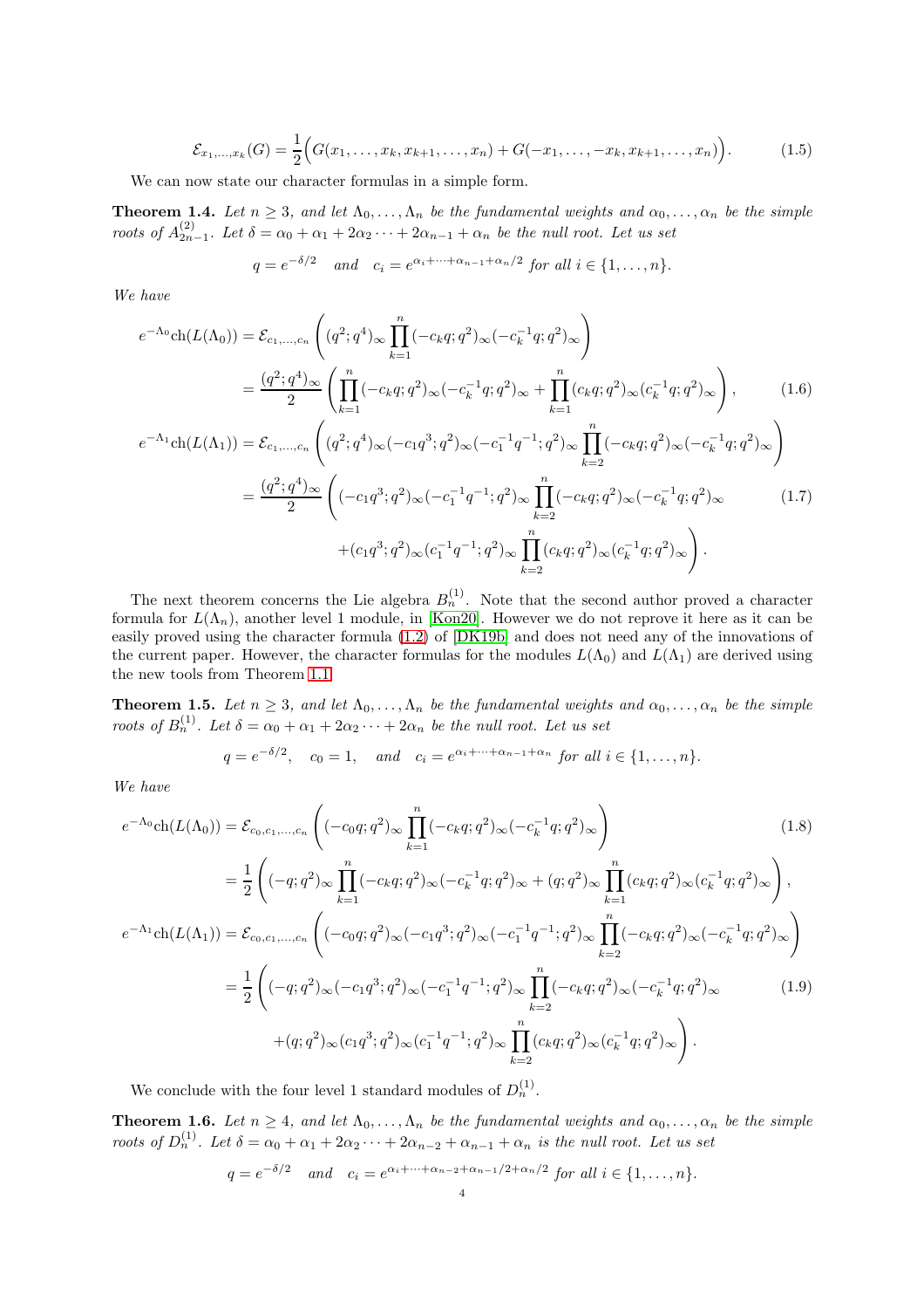$$\mathcal{E}_{x_1,\dots,x_k}(G) = \frac{1}{2}\Big(G(x_1,\dots,x_k,x_{k+1},\dots,x_n) + G(-x_1,\dots,-x_k,x_{k+1},\dots,x_n)\Big). \tag{1.5}$$

We can now state our character formulas in a simple form.

**Theorem 1.4.** *Let $n \geq 3$, and let $\Lambda_0,\dots,\Lambda_n$ be the fundamental weights and $\alpha_0,\dots,\alpha_n$ be the simple roots of $A_{2n-1}^{(2)}$. Let $\delta = \alpha_0 + \alpha_1 + 2\alpha_2 \cdots + 2\alpha_{n-1} + \alpha_n$ be the null root. Let us set*

$$q = e^{-\delta/2} \quad \text{and} \quad c_i = e^{\alpha_i + \cdots + \alpha_{n-1} + \alpha_n/2} \text{ for all } i \in \{1,\dots,n\}.$$

*We have*

$$\begin{aligned}
e^{-\Lambda_0}\mathrm{ch}(L(\Lambda_0)) &= \mathcal{E}_{c_1,\dots,c_n}\left((q^2;q^4)_\infty \prod_{k=1}^n (-c_kq;q^2)_\infty(-c_k^{-1}q;q^2)_\infty\right)\\
&= \frac{(q^2;q^4)_\infty}{2}\left(\prod_{k=1}^n (-c_kq;q^2)_\infty(-c_k^{-1}q;q^2)_\infty + \prod_{k=1}^n (c_kq;q^2)_\infty(c_k^{-1}q;q^2)_\infty\right),
\end{aligned} \tag{1.6}$$

$$\begin{aligned}
e^{-\Lambda_1}\mathrm{ch}(L(\Lambda_1)) &= \mathcal{E}_{c_1,\dots,c_n}\left((q^2;q^4)_\infty(-c_1q^3;q^2)_\infty(-c_1^{-1}q^{-1};q^2)_\infty \prod_{k=2}^n (-c_kq;q^2)_\infty(-c_k^{-1}q;q^2)_\infty\right)\\
&= \frac{(q^2;q^4)_\infty}{2}\left((-c_1q^3;q^2)_\infty(-c_1^{-1}q^{-1};q^2)_\infty \prod_{k=2}^n (-c_kq;q^2)_\infty(-c_k^{-1}q;q^2)_\infty\right.\\
&\qquad\left. + (c_1q^3;q^2)_\infty(c_1^{-1}q^{-1};q^2)_\infty \prod_{k=2}^n (c_kq;q^2)_\infty(c_k^{-1}q;q^2)_\infty\right).
\end{aligned} \tag{1.7}$$

The next theorem concerns the Lie algebra $B_n^{(1)}$. Note that the second author proved a character formula for $L(\Lambda_n)$, another level 1 module, in [Kon20]. However we do not reprove it here as it can be easily proved using the character formula (1.2) of [DK19b] and does not need any of the innovations of the current paper. However, the character formulas for the modules $L(\Lambda_0)$ and $L(\Lambda_1)$ are derived using the new tools from Theorem 1.1.

**Theorem 1.5.** *Let $n \geq 3$, and let $\Lambda_0,\dots,\Lambda_n$ be the fundamental weights and $\alpha_0,\dots,\alpha_n$ be the simple roots of $B_n^{(1)}$. Let $\delta = \alpha_0 + \alpha_1 + 2\alpha_2 \cdots + 2\alpha_n$ be the null root. Let us set*

$$q = e^{-\delta/2}, \quad c_0 = 1, \quad \text{and} \quad c_i = e^{\alpha_i + \cdots + \alpha_{n-1} + \alpha_n} \text{ for all } i \in \{1,\dots,n\}.$$

*We have*

$$\begin{aligned}
e^{-\Lambda_0}\mathrm{ch}(L(\Lambda_0)) &= \mathcal{E}_{c_0,c_1,\dots,c_n}\left((-c_0q;q^2)_\infty \prod_{k=1}^n (-c_kq;q^2)_\infty(-c_k^{-1}q;q^2)_\infty\right)\\
&= \frac{1}{2}\left((-q;q^2)_\infty \prod_{k=1}^n (-c_kq;q^2)_\infty(-c_k^{-1}q;q^2)_\infty + (q;q^2)_\infty \prod_{k=1}^n (c_kq;q^2)_\infty(c_k^{-1}q;q^2)_\infty\right),
\end{aligned} \tag{1.8}$$

$$\begin{aligned}
e^{-\Lambda_1}\mathrm{ch}(L(\Lambda_1)) &= \mathcal{E}_{c_0,c_1,\dots,c_n}\left((-c_0q;q^2)_\infty(-c_1q^3;q^2)_\infty(-c_1^{-1}q^{-1};q^2)_\infty \prod_{k=2}^n (-c_kq;q^2)_\infty(-c_k^{-1}q;q^2)_\infty\right)\\
&= \frac{1}{2}\left((-q;q^2)_\infty(-c_1q^3;q^2)_\infty(-c_1^{-1}q^{-1};q^2)_\infty \prod_{k=2}^n (-c_kq;q^2)_\infty(-c_k^{-1}q;q^2)_\infty\right.\\
&\qquad\left. + (q;q^2)_\infty(c_1q^3;q^2)_\infty(c_1^{-1}q^{-1};q^2)_\infty \prod_{k=2}^n (c_kq;q^2)_\infty(c_k^{-1}q;q^2)_\infty\right).
\end{aligned} \tag{1.9}$$

We conclude with the four level 1 standard modules of $D_n^{(1)}$.

**Theorem 1.6.** *Let $n \geq 4$, and let $\Lambda_0,\dots,\Lambda_n$ be the fundamental weights and $\alpha_0,\dots,\alpha_n$ be the simple roots of $D_n^{(1)}$. Let $\delta = \alpha_0 + \alpha_1 + 2\alpha_2 \cdots + 2\alpha_{n-2} + \alpha_{n-1} + \alpha_n$ is the null root. Let us set*

$$q = e^{-\delta/2} \quad \text{and} \quad c_i = e^{\alpha_i + \cdots + \alpha_{n-2} + \alpha_{n-1}/2 + \alpha_n/2} \text{ for all } i \in \{1,\dots,n\}.$$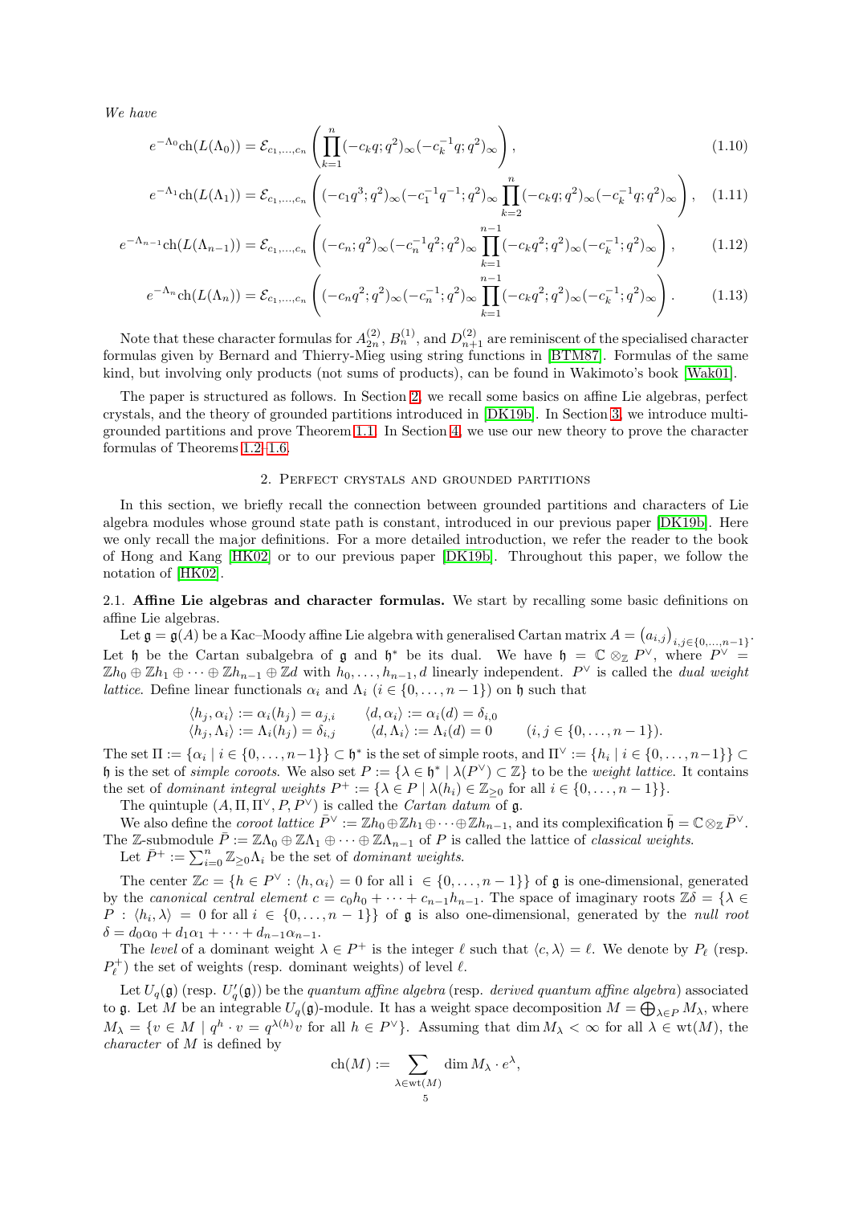*We have*

$$e^{-\Lambda_0}\mathrm{ch}(L(\Lambda_0)) = \mathcal{E}_{c_1,\dots,c_n}\left(\prod_{k=1}^{n}(-c_kq;q^2)_\infty(-c_k^{-1}q;q^2)_\infty\right), \tag{1.10}$$

$$e^{-\Lambda_1}\mathrm{ch}(L(\Lambda_1)) = \mathcal{E}_{c_1,\dots,c_n}\left((-c_1q^3;q^2)_\infty(-c_1^{-1}q^{-1};q^2)_\infty\prod_{k=2}^{n}(-c_kq;q^2)_\infty(-c_k^{-1}q;q^2)_\infty\right), \tag{1.11}$$

$$e^{-\Lambda_{n-1}}\mathrm{ch}(L(\Lambda_{n-1})) = \mathcal{E}_{c_1,\dots,c_n}\left((-c_n;q^2)_\infty(-c_n^{-1}q^2;q^2)_\infty\prod_{k=1}^{n-1}(-c_kq^2;q^2)_\infty(-c_k^{-1};q^2)_\infty\right), \tag{1.12}$$

$$e^{-\Lambda_n}\mathrm{ch}(L(\Lambda_n)) = \mathcal{E}_{c_1,\dots,c_n}\left((-c_nq^2;q^2)_\infty(-c_n^{-1};q^2)_\infty\prod_{k=1}^{n-1}(-c_kq^2;q^2)_\infty(-c_k^{-1};q^2)_\infty\right). \tag{1.13}$$

Note that these character formulas for $A_{2n}^{(2)}$, $B_n^{(1)}$, and $D_{n+1}^{(2)}$ are reminiscent of the specialised character formulas given by Bernard and Thierry-Mieg using string functions in [BTM87]. Formulas of the same kind, but involving only products (not sums of products), can be found in Wakimoto's book [Wak01].

The paper is structured as follows. In Section 2, we recall some basics on affine Lie algebras, perfect crystals, and the theory of grounded partitions introduced in [DK19b]. In Section 3, we introduce multi-grounded partitions and prove Theorem 1.1. In Section 4, we use our new theory to prove the character formulas of Theorems 1.2–1.6.

## 2. Perfect crystals and grounded partitions

In this section, we briefly recall the connection between grounded partitions and characters of Lie algebra modules whose ground state path is constant, introduced in our previous paper [DK19b]. Here we only recall the major definitions. For a more detailed introduction, we refer the reader to the book of Hong and Kang [HK02] or to our previous paper [DK19b]. Throughout this paper, we follow the notation of [HK02].

### 2.1. Affine Lie algebras and character formulas.

We start by recalling some basic definitions on affine Lie algebras.

Let $\mathfrak{g} = \mathfrak{g}(A)$ be a Kac–Moody affine Lie algebra with generalised Cartan matrix $A = (a_{i,j})_{i,j\in\{0,\dots,n-1\}}$. Let $\mathfrak{h}$ be the Cartan subalgebra of $\mathfrak{g}$ and $\mathfrak{h}^*$ be its dual. We have $\mathfrak{h} = \mathbb{C}\otimes_{\mathbb{Z}} P^\vee$, where $P^\vee = \mathbb{Z}h_0\oplus\mathbb{Z}h_1\oplus\cdots\oplus\mathbb{Z}h_{n-1}\oplus\mathbb{Z}d$ with $h_0,\dots,h_{n-1},d$ linearly independent. $P^\vee$ is called the *dual weight lattice*. Define linear functionals $\alpha_i$ and $\Lambda_i$ $(i\in\{0,\dots,n-1\})$ on $\mathfrak{h}$ such that

$$\begin{aligned}
&\langle h_j,\alpha_i\rangle := \alpha_i(h_j) = a_{j,i} \qquad \langle d,\alpha_i\rangle := \alpha_i(d) = \delta_{i,0}\\
&\langle h_j,\Lambda_i\rangle := \Lambda_i(h_j) = \delta_{i,j} \qquad \langle d,\Lambda_i\rangle := \Lambda_i(d) = 0 \qquad (i,j\in\{0,\dots,n-1\}).
\end{aligned}$$

The set $\Pi := \{\alpha_i \mid i\in\{0,\dots,n-1\}\}\subset\mathfrak{h}^*$ is the set of simple roots, and $\Pi^\vee := \{h_i \mid i\in\{0,\dots,n-1\}\}\subset\mathfrak{h}$ is the set of *simple coroots*. We also set $P := \{\lambda\in\mathfrak{h}^* \mid \lambda(P^\vee)\subset\mathbb{Z}\}$ to be the *weight lattice*. It contains the set of *dominant integral weights* $P^+ := \{\lambda\in P \mid \lambda(h_i)\in\mathbb{Z}_{\geq 0}$ for all $i\in\{0,\dots,n-1\}\}$.

The quintuple $(A,\Pi,\Pi^\vee,P,P^\vee)$ is called the *Cartan datum* of $\mathfrak{g}$.

We also define the *coroot lattice* $\bar{P}^\vee := \mathbb{Z}h_0\oplus\mathbb{Z}h_1\oplus\cdots\oplus\mathbb{Z}h_{n-1}$, and its complexification $\bar{\mathfrak{h}} = \mathbb{C}\otimes_{\mathbb{Z}}\bar{P}^\vee$. The $\mathbb{Z}$-submodule $\bar{P} := \mathbb{Z}\Lambda_0\oplus\mathbb{Z}\Lambda_1\oplus\cdots\oplus\mathbb{Z}\Lambda_{n-1}$ of $P$ is called the lattice of *classical weights*.

Let $\bar{P}^+ := \sum_{i=0}^{n}\mathbb{Z}_{\geq 0}\Lambda_i$ be the set of *dominant weights*.

The center $\mathbb{Z}c = \{h\in P^\vee : \langle h,\alpha_i\rangle = 0$ for all i $\in\{0,\dots,n-1\}\}$ of $\mathfrak{g}$ is one-dimensional, generated by the *canonical central element* $c = c_0h_0+\cdots+c_{n-1}h_{n-1}$. The space of imaginary roots $\mathbb{Z}\delta = \{\lambda\in P : \langle h_i,\lambda\rangle = 0$ for all $i\in\{0,\dots,n-1\}\}$ of $\mathfrak{g}$ is also one-dimensional, generated by the *null root* $\delta = d_0\alpha_0+d_1\alpha_1+\cdots+d_{n-1}\alpha_{n-1}$.

The *level* of a dominant weight $\lambda\in P^+$ is the integer $\ell$ such that $\langle c,\lambda\rangle = \ell$. We denote by $P_\ell$ (resp. $P_\ell^+$) the set of weights (resp. dominant weights) of level $\ell$.

Let $U_q(\mathfrak{g})$ (resp. $U_q'(\mathfrak{g})$) be the *quantum affine algebra* (resp. *derived quantum affine algebra*) associated to $\mathfrak{g}$. Let $M$ be an integrable $U_q(\mathfrak{g})$-module. It has a weight space decomposition $M = \bigoplus_{\lambda\in P} M_\lambda$, where $M_\lambda = \{v\in M \mid q^h\cdot v = q^{\lambda(h)}v$ for all $h\in P^\vee\}$. Assuming that $\dim M_\lambda < \infty$ for all $\lambda\in\mathrm{wt}(M)$, the *character* of $M$ is defined by

$$\mathrm{ch}(M) := \sum_{\lambda\in\mathrm{wt}(M)}\dim M_\lambda\cdot e^\lambda,$$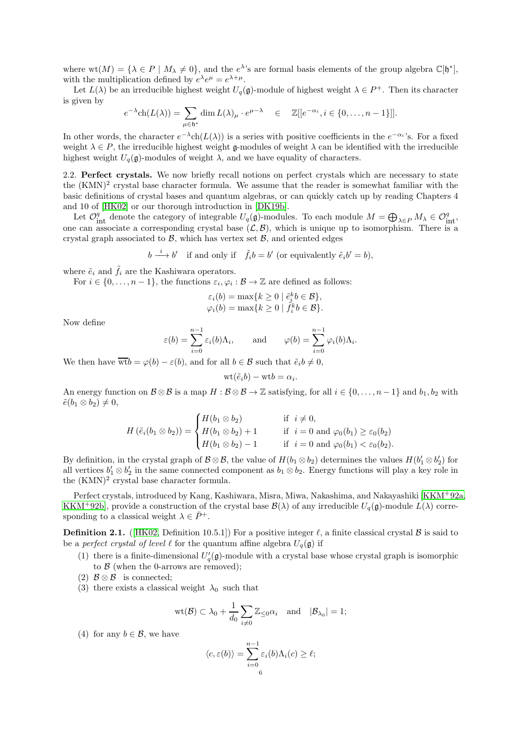where $\mathrm{wt}(M) = \{\lambda \in P \mid M_\lambda \neq 0\}$, and the $e^\lambda$'s are formal basis elements of the group algebra $\mathbb{C}[\mathfrak{h}^*]$, with the multiplication defined by $e^\lambda e^\mu = e^{\lambda+\mu}$.

Let $L(\lambda)$ be an irreducible highest weight $U_q(\mathfrak{g})$-module of highest weight $\lambda \in P^+$. Then its character is given by

$$e^{-\lambda}\mathrm{ch}(L(\lambda)) = \sum_{\mu \in \mathfrak{h}^*} \dim L(\lambda)_\mu \cdot e^{\mu-\lambda} \quad \in \quad \mathbb{Z}[[e^{-\alpha_i}, i \in \{0,\dots,n-1\}]].$$

In other words, the character $e^{-\lambda}\mathrm{ch}(L(\lambda))$ is a series with positive coefficients in the $e^{-\alpha_i}$'s. For a fixed weight $\lambda \in P$, the irreducible highest weight $\mathfrak{g}$-modules of weight $\lambda$ can be identified with the irreducible highest weight $U_q(\mathfrak{g})$-modules of weight $\lambda$, and we have equality of characters.

2.2. **Perfect crystals.** We now briefly recall notions on perfect crystals which are necessary to state the (KMN)$^2$ crystal base character formula. We assume that the reader is somewhat familiar with the basic definitions of crystal bases and quantum algebras, or can quickly catch up by reading Chapters 4 and 10 of [HK02] or our thorough introduction in [DK19b].

Let $\mathcal{O}^q_{\mathrm{int}}$ denote the category of integrable $U_q(\mathfrak{g})$-modules. To each module $M = \bigoplus_{\lambda \in P} M_\lambda \in \mathcal{O}^q_{\mathrm{int}}$, one can associate a corresponding crystal base $(\mathcal{L}, \mathcal{B})$, which is unique up to isomorphism. There is a crystal graph associated to $\mathcal{B}$, which has vertex set $\mathcal{B}$, and oriented edges

$$b \xrightarrow{\,i\,} b' \quad \text{if and only if} \quad \tilde{f}_i b = b' \text{ (or equivalently } \tilde{e}_i b' = b),$$

where $\tilde{e}_i$ and $\tilde{f}_i$ are the Kashiwara operators.

For $i \in \{0,\dots,n-1\}$, the functions $\varepsilon_i, \varphi_i : \mathcal{B} \to \mathbb{Z}$ are defined as follows:

$$\varepsilon_i(b) = \max\{k \geq 0 \mid \tilde{e}_i^k b \in \mathcal{B}\},$$
$$\varphi_i(b) = \max\{k \geq 0 \mid \tilde{f}_i^k b \in \mathcal{B}\}.$$

Now define

$$\varepsilon(b) = \sum_{i=0}^{n-1} \varepsilon_i(b)\Lambda_i, \qquad \text{and} \qquad \varphi(b) = \sum_{i=0}^{n-1} \varphi_i(b)\Lambda_i.$$

We then have $\overline{\mathrm{wt}}b = \varphi(b) - \varepsilon(b)$, and for all $b \in \mathcal{B}$ such that $\tilde{e}_i b \neq 0$,

$$\mathrm{wt}(\tilde{e}_i b) - \mathrm{wt} b = \alpha_i.$$

An energy function on $\mathcal{B} \otimes \mathcal{B}$ is a map $H : \mathcal{B} \otimes \mathcal{B} \to \mathbb{Z}$ satisfying, for all $i \in \{0,\dots,n-1\}$ and $b_1, b_2$ with $\tilde{e}(b_1 \otimes b_2) \neq 0$,

$$H\left(\tilde{e}_i(b_1 \otimes b_2)\right) = \begin{cases} H(b_1 \otimes b_2) & \text{if } \ i \neq 0, \\ H(b_1 \otimes b_2) + 1 & \text{if } \ i = 0 \text{ and } \varphi_0(b_1) \geq \varepsilon_0(b_2) \\ H(b_1 \otimes b_2) - 1 & \text{if } \ i = 0 \text{ and } \varphi_0(b_1) < \varepsilon_0(b_2). \end{cases}$$

By definition, in the crystal graph of $\mathcal{B} \otimes \mathcal{B}$, the value of $H(b_1 \otimes b_2)$ determines the values $H(b_1' \otimes b_2')$ for all vertices $b_1' \otimes b_2'$ in the same connected component as $b_1 \otimes b_2$. Energy functions will play a key role in the (KMN)$^2$ crystal base character formula.

Perfect crystals, introduced by Kang, Kashiwara, Misra, Miwa, Nakashima, and Nakayashiki [KKM+92a, KKM+92b], provide a construction of the crystal base $\mathcal{B}(\lambda)$ of any irreducible $U_q(\mathfrak{g})$-module $L(\lambda)$ corresponding to a classical weight $\lambda \in \bar{P}^+$.

**Definition 2.1.** ([HK02, Definition 10.5.1]) For a positive integer $\ell$, a finite classical crystal $\mathcal{B}$ is said to be a *perfect crystal of level* $\ell$ for the quantum affine algebra $U_q(\mathfrak{g})$ if

(1) there is a finite-dimensional $U_q'(\mathfrak{g})$-module with a crystal base whose crystal graph is isomorphic to $\mathcal{B}$ (when the 0-arrows are removed);

(2) $\mathcal{B} \otimes \mathcal{B}$ is connected;

(3) there exists a classical weight $\lambda_0$ such that

$$\mathrm{wt}(\mathcal{B}) \subset \lambda_0 + \frac{1}{d_0}\sum_{i \neq 0} \mathbb{Z}_{\leq 0}\alpha_i \quad \text{and} \quad |\mathcal{B}_{\lambda_0}| = 1;$$

(4) for any $b \in \mathcal{B}$, we have

$$\langle c, \varepsilon(b) \rangle = \sum_{i=0}^{n-1} \varepsilon_i(b)\Lambda_i(c) \geq \ell;$$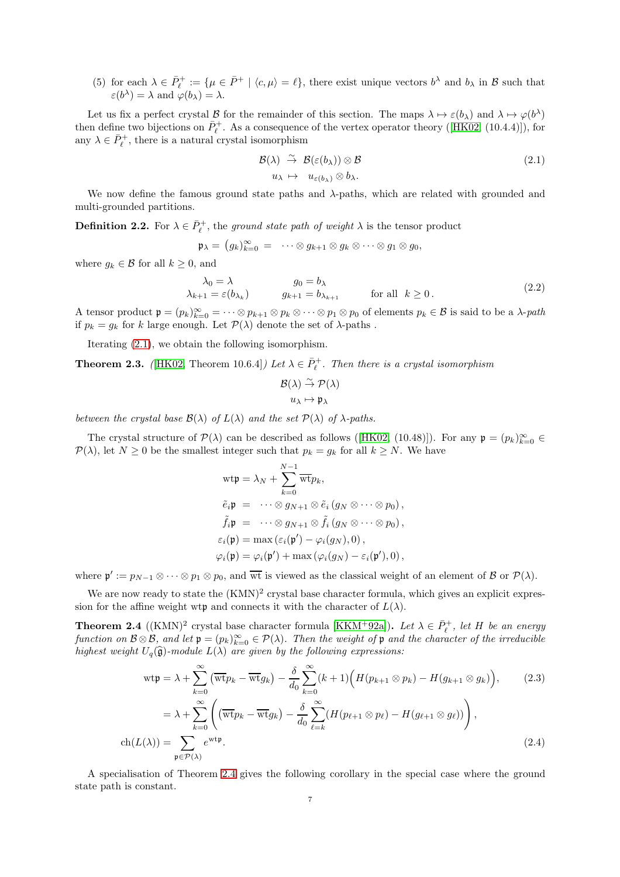(5) for each $\lambda \in \bar{P}^+_\ell := \{\mu \in \bar{P}^+ \mid \langle c, \mu \rangle = \ell\}$, there exist unique vectors $b^\lambda$ and $b_\lambda$ in $\mathcal{B}$ such that $\varepsilon(b^\lambda) = \lambda$ and $\varphi(b_\lambda) = \lambda$.

Let us fix a perfect crystal $\mathcal{B}$ for the remainder of this section. The maps $\lambda \mapsto \varepsilon(b_\lambda)$ and $\lambda \mapsto \varphi(b^\lambda)$ then define two bijections on $\bar{P}^+_\ell$. As a consequence of the vertex operator theory ([HK02, (10.4.4)]), for any $\lambda \in \bar{P}^+_\ell$, there is a natural crystal isomorphism

$$
\begin{aligned}
\mathcal{B}(\lambda) &\overset{\sim}{\to} \mathcal{B}(\varepsilon(b_\lambda)) \otimes \mathcal{B} \\
u_\lambda &\mapsto u_{\varepsilon(b_\lambda)} \otimes b_\lambda.
\end{aligned}
\tag{2.1}
$$

We now define the famous ground state paths and $\lambda$-paths, which are related with grounded and multi-grounded partitions.

**Definition 2.2.** For $\lambda \in \bar{P}^+_\ell$, the *ground state path of weight* $\lambda$ is the tensor product

$$
\mathfrak{p}_\lambda = (g_k)_{k=0}^\infty = \cdots \otimes g_{k+1} \otimes g_k \otimes \cdots \otimes g_1 \otimes g_0,
$$

where $g_k \in \mathcal{B}$ for all $k \geq 0$, and

$$
\begin{aligned}
\lambda_0 &= \lambda & g_0 &= b_\lambda & & \\
\lambda_{k+1} &= \varepsilon(b_{\lambda_k}) & g_{k+1} &= b_{\lambda_{k+1}} & \text{for all } \; k &\geq 0\,.
\end{aligned}
\tag{2.2}
$$

A tensor product $\mathfrak{p} = (p_k)_{k=0}^\infty = \cdots \otimes p_{k+1} \otimes p_k \otimes \cdots \otimes p_1 \otimes p_0$ of elements $p_k \in \mathcal{B}$ is said to be a $\lambda$*-path* if $p_k = g_k$ for $k$ large enough. Let $\mathcal{P}(\lambda)$ denote the set of $\lambda$-paths .

Iterating (2.1), we obtain the following isomorphism.

**Theorem 2.3.** *([HK02, Theorem 10.6.4]) Let $\lambda \in \bar{P}^+_\ell$. Then there is a crystal isomorphism*

$$
\begin{aligned}
\mathcal{B}(\lambda) &\overset{\sim}{\to} \mathcal{P}(\lambda) \\
u_\lambda &\mapsto \mathfrak{p}_\lambda
\end{aligned}
$$

*between the crystal base $\mathcal{B}(\lambda)$ of $L(\lambda)$ and the set $\mathcal{P}(\lambda)$ of $\lambda$-paths.*

The crystal structure of $\mathcal{P}(\lambda)$ can be described as follows ([HK02, (10.48)]). For any $\mathfrak{p} = (p_k)_{k=0}^\infty \in \mathcal{P}(\lambda)$, let $N \geq 0$ be the smallest integer such that $p_k = g_k$ for all $k \geq N$. We have

$$
\begin{aligned}
\mathrm{wt}\mathfrak{p} &= \lambda_N + \sum_{k=0}^{N-1} \overline{\mathrm{wt}} p_k, \\
\tilde{e}_i \mathfrak{p} &= \cdots \otimes g_{N+1} \otimes \tilde{e}_i \left(g_N \otimes \cdots \otimes p_0\right), \\
\tilde{f}_i \mathfrak{p} &= \cdots \otimes g_{N+1} \otimes \tilde{f}_i \left(g_N \otimes \cdots \otimes p_0\right), \\
\varepsilon_i(\mathfrak{p}) &= \max\left(\varepsilon_i(\mathfrak{p}') - \varphi_i(g_N), 0\right), \\
\varphi_i(\mathfrak{p}) &= \varphi_i(\mathfrak{p}') + \max\left(\varphi_i(g_N) - \varepsilon_i(\mathfrak{p}'), 0\right),
\end{aligned}
$$

where $\mathfrak{p}' := p_{N-1} \otimes \cdots \otimes p_1 \otimes p_0$, and $\overline{\mathrm{wt}}$ is viewed as the classical weight of an element of $\mathcal{B}$ or $\mathcal{P}(\lambda)$.

We are now ready to state the $(\mathrm{KMN})^2$ crystal base character formula, which gives an explicit expression for the affine weight $\mathrm{wt}\mathfrak{p}$ and connects it with the character of $L(\lambda)$.

**Theorem 2.4** ($(\mathrm{KMN})^2$ crystal base character formula [KKM+92a])**.** *Let $\lambda \in \bar{P}^+_\ell$, let $H$ be an energy function on $\mathcal{B} \otimes \mathcal{B}$, and let $\mathfrak{p} = (p_k)_{k=0}^\infty \in \mathcal{P}(\lambda)$. Then the weight of $\mathfrak{p}$ and the character of the irreducible highest weight $U_q(\widehat{\mathfrak{g}})$-module $L(\lambda)$ are given by the following expressions:*

$$
\begin{aligned}
\mathrm{wt}\mathfrak{p} &= \lambda + \sum_{k=0}^\infty \left(\overline{\mathrm{wt}} p_k - \overline{\mathrm{wt}} g_k\right) - \frac{\delta}{d_0} \sum_{k=0}^\infty (k+1) \Big( H(p_{k+1} \otimes p_k) - H(g_{k+1} \otimes g_k) \Big), \qquad (2.3) \\
&= \lambda + \sum_{k=0}^\infty \left( \left(\overline{\mathrm{wt}} p_k - \overline{\mathrm{wt}} g_k\right) - \frac{\delta}{d_0} \sum_{\ell=k}^\infty \left(H(p_{\ell+1} \otimes p_\ell) - H(g_{\ell+1} \otimes g_\ell)\right) \right), \\
\mathrm{ch}(L(\lambda)) &= \sum_{\mathfrak{p} \in \mathcal{P}(\lambda)} e^{\mathrm{wt}\mathfrak{p}}. \qquad (2.4)
\end{aligned}
$$

A specialisation of Theorem 2.4 gives the following corollary in the special case where the ground state path is constant.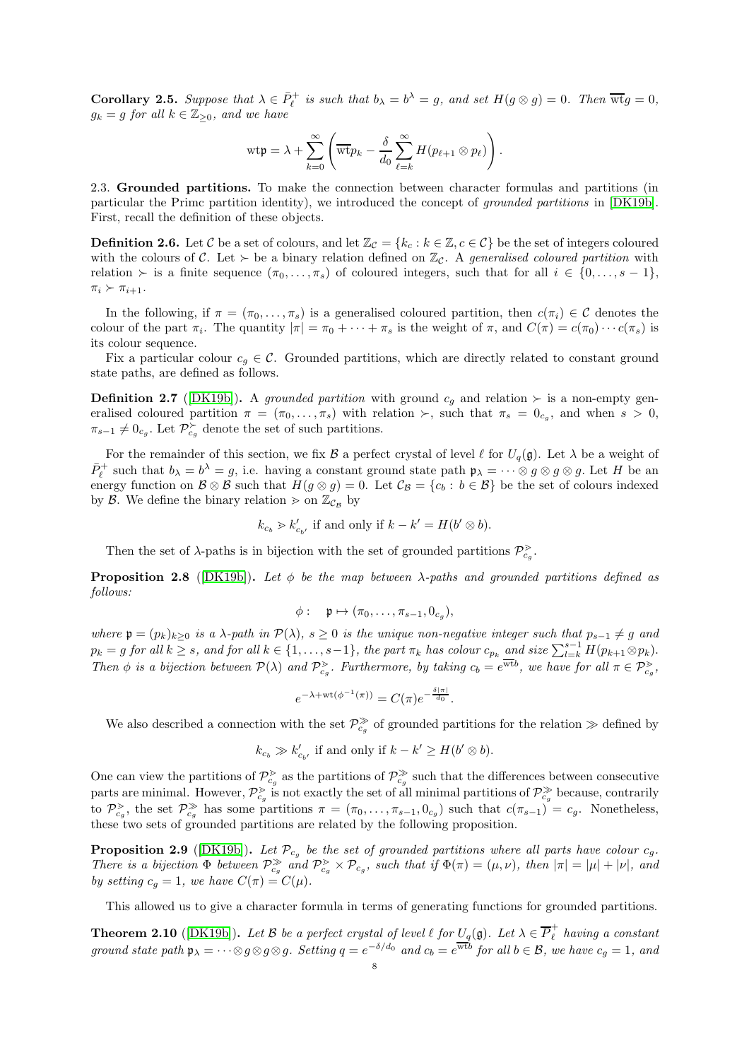**Corollary 2.5.** *Suppose that $\lambda \in \bar{P}_\ell^+$ is such that $b_\lambda = b^\lambda = g$, and set $H(g\otimes g) = 0$. Then $\overline{\text{wt}}g = 0$, $g_k = g$ for all $k \in \mathbb{Z}_{\geq 0}$, and we have*

$$\text{wt}\mathfrak{p} = \lambda + \sum_{k=0}^{\infty}\left(\overline{\text{wt}}p_k - \frac{\delta}{d_0}\sum_{\ell=k}^{\infty} H(p_{\ell+1}\otimes p_\ell)\right).$$

2.3. **Grounded partitions.** To make the connection between character formulas and partitions (in particular the Primc partition identity), we introduced the concept of *grounded partitions* in [DK19b]. First, recall the definition of these objects.

**Definition 2.6.** Let $\mathcal{C}$ be a set of colours, and let $\mathbb{Z}_{\mathcal{C}} = \{k_c : k \in \mathbb{Z}, c \in \mathcal{C}\}$ be the set of integers coloured with the colours of $\mathcal{C}$. Let $\succ$ be a binary relation defined on $\mathbb{Z}_{\mathcal{C}}$. A *generalised coloured partition* with relation $\succ$ is a finite sequence $(\pi_0, \ldots, \pi_s)$ of coloured integers, such that for all $i \in \{0, \ldots, s-1\}$, $\pi_i \succ \pi_{i+1}$.

In the following, if $\pi = (\pi_0, \ldots, \pi_s)$ is a generalised coloured partition, then $c(\pi_i) \in \mathcal{C}$ denotes the colour of the part $\pi_i$. The quantity $|\pi| = \pi_0 + \cdots + \pi_s$ is the weight of $\pi$, and $C(\pi) = c(\pi_0)\cdots c(\pi_s)$ is its colour sequence.

Fix a particular colour $c_g \in \mathcal{C}$. Grounded partitions, which are directly related to constant ground state paths, are defined as follows.

**Definition 2.7** ([DK19b]). A *grounded partition* with ground $c_g$ and relation $\succ$ is a non-empty generalised coloured partition $\pi = (\pi_0, \ldots, \pi_s)$ with relation $\succ$, such that $\pi_s = 0_{c_g}$, and when $s > 0$, $\pi_{s-1} \neq 0_{c_g}$. Let $\mathcal{P}_{c_g}^{\succ}$ denote the set of such partitions.

For the remainder of this section, we fix $\mathcal{B}$ a perfect crystal of level $\ell$ for $U_q(\mathfrak{g})$. Let $\lambda$ be a weight of $\bar{P}_\ell^+$ such that $b_\lambda = b^\lambda = g$, i.e. having a constant ground state path $\mathfrak{p}_\lambda = \cdots \otimes g \otimes g \otimes g$. Let $H$ be an energy function on $\mathcal{B}\otimes\mathcal{B}$ such that $H(g\otimes g) = 0$. Let $\mathcal{C}_{\mathcal{B}} = \{c_b : b \in \mathcal{B}\}$ be the set of colours indexed by $\mathcal{B}$. We define the binary relation $\gtrdot$ on $\mathbb{Z}_{\mathcal{C}_{\mathcal{B}}}$ by

$$k_{c_b} \gtrdot k'_{c_{b'}} \text{ if and only if } k - k' = H(b'\otimes b).$$

Then the set of $\lambda$-paths is in bijection with the set of grounded partitions $\mathcal{P}_{c_g}^{\gtrdot}$.

**Proposition 2.8** ([DK19b]). *Let $\phi$ be the map between $\lambda$-paths and grounded partitions defined as follows:*

$$\phi : \quad \mathfrak{p} \mapsto (\pi_0, \ldots, \pi_{s-1}, 0_{c_g}),$$

*where $\mathfrak{p} = (p_k)_{k\geq 0}$ is a $\lambda$-path in $\mathcal{P}(\lambda)$, $s \geq 0$ is the unique non-negative integer such that $p_{s-1} \neq g$ and $p_k = g$ for all $k \geq s$, and for all $k \in \{1, \ldots, s-1\}$, the part $\pi_k$ has colour $c_{p_k}$ and size $\sum_{l=k}^{s-1} H(p_{k+1}\otimes p_k)$. Then $\phi$ is a bijection between $\mathcal{P}(\lambda)$ and $\mathcal{P}_{c_g}^{\gtrdot}$. Furthermore, by taking $c_b = e^{\overline{\text{wt}}b}$, we have for all $\pi \in \mathcal{P}_{c_g}^{\gtrdot}$,*

$$e^{-\lambda + \text{wt}(\phi^{-1}(\pi))} = C(\pi)e^{-\frac{\delta|\pi|}{d_0}}.$$

We also described a connection with the set $\mathcal{P}_{c_g}^{\gg}$ of grounded partitions for the relation $\gg$ defined by

$$k_{c_b} \gg k'_{c_{b'}} \text{ if and only if } k - k' \geq H(b'\otimes b).$$

One can view the partitions of $\mathcal{P}_{c_g}^{\gtrdot}$ as the partitions of $\mathcal{P}_{c_g}^{\gg}$ such that the differences between consecutive parts are minimal. However, $\mathcal{P}_{c_g}^{\gtrdot}$ is not exactly the set of all minimal partitions of $\mathcal{P}_{c_g}^{\gg}$ because, contrarily to $\mathcal{P}_{c_g}^{\gtrdot}$, the set $\mathcal{P}_{c_g}^{\gg}$ has some partitions $\pi = (\pi_0, \ldots, \pi_{s-1}, 0_{c_g})$ such that $c(\pi_{s-1}) = c_g$. Nonetheless, these two sets of grounded partitions are related by the following proposition.

**Proposition 2.9** ([DK19b]). *Let $\mathcal{P}_{c_g}$ be the set of grounded partitions where all parts have colour $c_g$. There is a bijection $\Phi$ between $\mathcal{P}_{c_g}^{\gg}$ and $\mathcal{P}_{c_g}^{\gtrdot} \times \mathcal{P}_{c_g}$, such that if $\Phi(\pi) = (\mu, \nu)$, then $|\pi| = |\mu| + |\nu|$, and by setting $c_g = 1$, we have $C(\pi) = C(\mu)$.*

This allowed us to give a character formula in terms of generating functions for grounded partitions.

**Theorem 2.10** ([DK19b]). *Let $\mathcal{B}$ be a perfect crystal of level $\ell$ for $U_q(\mathfrak{g})$. Let $\lambda \in \overline{P}_\ell^+$ having a constant ground state path $\mathfrak{p}_\lambda = \cdots \otimes g \otimes g \otimes g$. Setting $q = e^{-\delta/d_0}$ and $c_b = e^{\overline{\text{wt}}b}$ for all $b \in \mathcal{B}$, we have $c_g = 1$, and*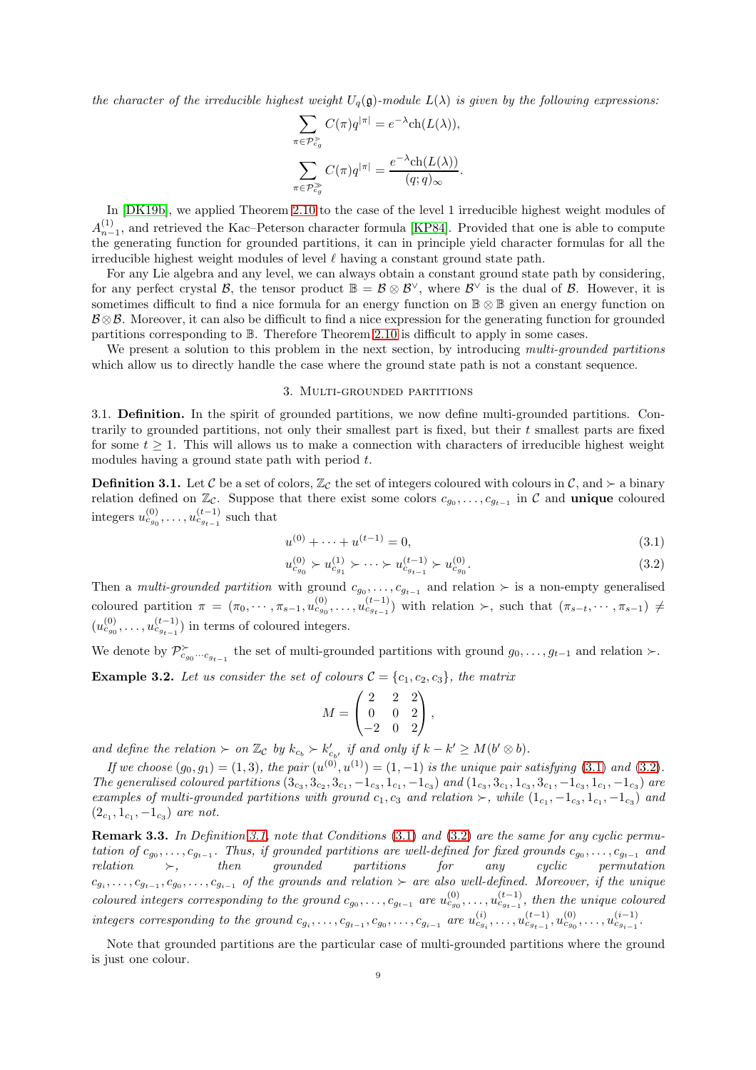*the character of the irreducible highest weight $U_q(\mathfrak{g})$-module $L(\lambda)$ is given by the following expressions:*

$$\sum_{\pi \in \mathcal{P}^{\gg}_{c_g}} C(\pi) q^{|\pi|} = e^{-\lambda} \mathrm{ch}(L(\lambda)),$$

$$\sum_{\pi \in \mathcal{P}^{\gg}_{c_g}} C(\pi) q^{|\pi|} = \frac{e^{-\lambda} \mathrm{ch}(L(\lambda))}{(q;q)_\infty}.$$

In [DK19b], we applied Theorem 2.10 to the case of the level 1 irreducible highest weight modules of $A^{(1)}_{n-1}$, and retrieved the Kac–Peterson character formula [KP84]. Provided that one is able to compute the generating function for grounded partitions, it can in principle yield character formulas for all the irreducible highest weight modules of level $\ell$ having a constant ground state path.

For any Lie algebra and any level, we can always obtain a constant ground state path by considering, for any perfect crystal $\mathcal{B}$, the tensor product $\mathbb{B} = \mathcal{B} \otimes \mathcal{B}^\vee$, where $\mathcal{B}^\vee$ is the dual of $\mathcal{B}$. However, it is sometimes difficult to find a nice formula for an energy function on $\mathbb{B} \otimes \mathbb{B}$ given an energy function on $\mathcal{B} \otimes \mathcal{B}$. Moreover, it can also be difficult to find a nice expression for the generating function for grounded partitions corresponding to $\mathbb{B}$. Therefore Theorem 2.10 is difficult to apply in some cases.

We present a solution to this problem in the next section, by introducing *multi-grounded partitions* which allow us to directly handle the case where the ground state path is not a constant sequence.

## 3. Multi-grounded partitions

**3.1. Definition.** In the spirit of grounded partitions, we now define multi-grounded partitions. Contrarily to grounded partitions, not only their smallest part is fixed, but their $t$ smallest parts are fixed for some $t \geq 1$. This will allow us to make a connection with characters of irreducible highest weight modules having a ground state path with period $t$.

**Definition 3.1.** Let $\mathcal{C}$ be a set of colors, $\mathbb{Z}_\mathcal{C}$ the set of integers coloured with colours in $\mathcal{C}$, and $\succ$ a binary relation defined on $\mathbb{Z}_\mathcal{C}$. Suppose that there exist some colors $c_{g_0}, \ldots, c_{g_{t-1}}$ in $\mathcal{C}$ and **unique** coloured integers $u^{(0)}_{c_{g_0}}, \ldots, u^{(t-1)}_{c_{g_{t-1}}}$ such that

$$u^{(0)} + \cdots + u^{(t-1)} = 0, \tag{3.1}$$

$$u^{(0)}_{c_{g_0}} \succ u^{(1)}_{c_{g_1}} \succ \cdots \succ u^{(t-1)}_{c_{g_{t-1}}} \succ u^{(0)}_{c_{g_0}}. \tag{3.2}$$

Then a *multi-grounded partition* with ground $c_{g_0}, \ldots, c_{g_{t-1}}$ and relation $\succ$ is a non-empty generalised coloured partition $\pi = (\pi_0, \cdots, \pi_{s-1}, u^{(0)}_{c_{g_0}}, \ldots, u^{(t-1)}_{c_{g_{t-1}}})$ with relation $\succ$, such that $(\pi_{s-t}, \cdots, \pi_{s-1}) \neq (u^{(0)}_{c_{g_0}}, \ldots, u^{(t-1)}_{c_{g_{t-1}}})$ in terms of coloured integers.

We denote by $\mathcal{P}^{\succ}_{c_{g_0} \cdots c_{g_{t-1}}}$ the set of multi-grounded partitions with ground $g_0, \ldots, g_{t-1}$ and relation $\succ$.

**Example 3.2.** *Let us consider the set of colours $\mathcal{C} = \{c_1, c_2, c_3\}$, the matrix*

$$M = \begin{pmatrix} 2 & 2 & 2 \\ 0 & 0 & 2 \\ -2 & 0 & 2 \end{pmatrix},$$

*and define the relation $\succ$ on $\mathbb{Z}_\mathcal{C}$ by $k_{c_b} \succ k'_{c_{b'}}$ if and only if $k - k' \geq M(b' \otimes b)$.*

*If we choose $(g_0, g_1) = (1, 3)$, the pair $(u^{(0)}, u^{(1)}) = (1, -1)$ is the unique pair satisfying (3.1) and (3.2). The generalised coloured partitions $(3_{c_3}, 3_{c_2}, 3_{c_1}, -1_{c_3}, 1_{c_1}, -1_{c_3})$ and $(1_{c_3}, 3_{c_1}, 1_{c_3}, 3_{c_1}, -1_{c_3}, 1_{c_1}, -1_{c_3})$ are examples of multi-grounded partitions with ground $c_1, c_3$ and relation $\succ$, while $(1_{c_1}, -1_{c_3}, 1_{c_1}, -1_{c_3})$ and $(2_{c_1}, 1_{c_1}, -1_{c_3})$ are not.*

**Remark 3.3.** *In Definition 3.1, note that Conditions (3.1) and (3.2) are the same for any cyclic permutation of $c_{g_0}, \ldots, c_{g_{t-1}}$. Thus, if grounded partitions are well-defined for fixed grounds $c_{g_0}, \ldots, c_{g_{t-1}}$ and relation $\succ$, then grounded partitions for any cyclic permutation $c_{g_i}, \ldots, c_{g_{t-1}}, c_{g_0}, \ldots, c_{g_{i-1}}$ of the grounds and relation $\succ$ are also well-defined. Moreover, if the unique coloured integers corresponding to the ground $c_{g_0}, \ldots, c_{g_{t-1}}$ are $u^{(0)}_{c_{g_0}}, \ldots, u^{(t-1)}_{c_{g_{t-1}}}$, then the unique coloured integers corresponding to the ground $c_{g_i}, \ldots, c_{g_{t-1}}, c_{g_0}, \ldots, c_{g_{i-1}}$ are $u^{(i)}_{c_{g_i}}, \ldots, u^{(t-1)}_{c_{g_{t-1}}}, u^{(0)}_{c_{g_0}}, \ldots, u^{(i-1)}_{c_{g_{i-1}}}$.*

Note that grounded partitions are the particular case of multi-grounded partitions where the ground is just one colour.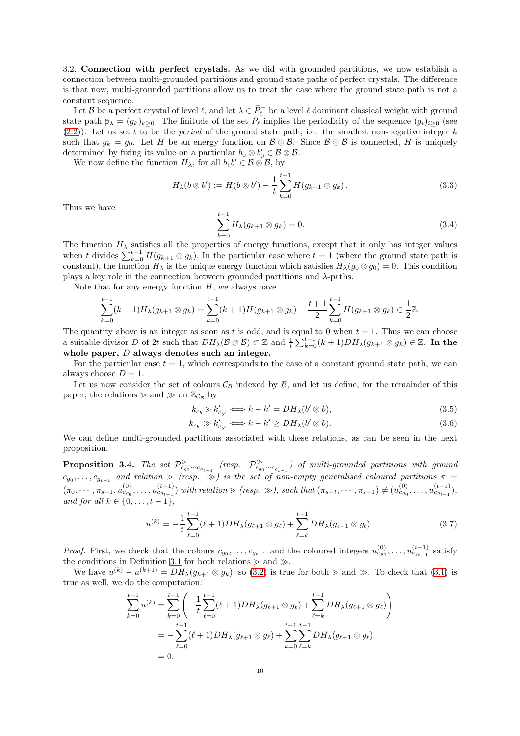3.2. **Connection with perfect crystals.** As we did with grounded partitions, we now establish a connection between multi-grounded partitions and ground state paths of perfect crystals. The difference is that now, multi-grounded partitions allow us to treat the case where the ground state path is not a constant sequence.

Let $\mathcal{B}$ be a perfect crystal of level $\ell$, and let $\lambda \in \bar{P}_\ell^+$ be a level $\ell$ dominant classical weight with ground state path $\mathfrak{p}_\lambda = (g_k)_{k\geq 0}$. The finitude of the set $P_\ell$ implies the periodicity of the sequence $(g_i)_{i\geq 0}$ (see (2.2)). Let us set $t$ to be the *period* of the ground state path, i.e. the smallest non-negative integer $k$ such that $g_k = g_0$. Let $H$ be an energy function on $\mathcal{B}\otimes\mathcal{B}$. Since $\mathcal{B}\otimes\mathcal{B}$ is connected, $H$ is uniquely determined by fixing its value on a particular $b_0 \otimes b_0' \in \mathcal{B}\otimes\mathcal{B}$.

We now define the function $H_\lambda$, for all $b, b' \in \mathcal{B}\otimes\mathcal{B}$, by

$$H_\lambda(b\otimes b') := H(b\otimes b') - \frac{1}{t}\sum_{k=0}^{t-1} H(g_{k+1}\otimes g_k)\,. \tag{3.3}$$

Thus we have

$$\sum_{k=0}^{t-1} H_\lambda(g_{k+1}\otimes g_k) = 0. \tag{3.4}$$

The function $H_\lambda$ satisfies all the properties of energy functions, except that it only has integer values when $t$ divides $\sum_{k=0}^{t-1} H(g_{k+1}\otimes g_k)$. In the particular case where $t=1$ (where the ground state path is constant), the function $H_\lambda$ is the unique energy function which satisfies $H_\lambda(g_0\otimes g_0) = 0$. This condition plays a key role in the connection between grounded partitions and $\lambda$-paths.

Note that for any energy function $H$, we always have

$$\sum_{k=0}^{t-1}(k+1)H_\lambda(g_{k+1}\otimes g_k) = \sum_{k=0}^{t-1}(k+1)H(g_{k+1}\otimes g_k) - \frac{t+1}{2}\sum_{k=0}^{t-1}H(g_{k+1}\otimes g_k) \in \frac{1}{2}\mathbb{Z}.$$

The quantity above is an integer as soon as $t$ is odd, and is equal to 0 when $t=1$. Thus we can choose a suitable divisor $D$ of $2t$ such that $DH_\lambda(\mathcal{B}\otimes\mathcal{B}) \subset \mathbb{Z}$ and $\frac{1}{t}\sum_{k=0}^{t-1}(k+1)DH_\lambda(g_{k+1}\otimes g_k) \in \mathbb{Z}$. **In the whole paper, $D$ always denotes such an integer.**

For the particular case $t=1$, which corresponds to the case of a constant ground state path, we can always choose $D=1$.

Let us now consider the set of colours $\mathcal{C}_\mathcal{B}$ indexed by $\mathcal{B}$, and let us define, for the remainder of this paper, the relations $\gtrdot$ and $\gg$ on $\mathbb{Z}_{\mathcal{C}_\mathcal{B}}$ by

$$k_{c_b} \gtrdot k'_{c_{b'}} \Longleftrightarrow k - k' = DH_\lambda(b'\otimes b), \tag{3.5}$$

$$k_{c_b} \gg k'_{c_{b'}} \Longleftrightarrow k - k' \geq DH_\lambda(b'\otimes b). \tag{3.6}$$

We can define multi-grounded partitions associated with these relations, as can be seen in the next proposition.

**Proposition 3.4.** *The set $\mathcal{P}^{\gtrdot}_{c_{g_0}\cdots c_{g_{t-1}}}$ (resp. $\mathcal{P}^{\gg}_{c_{g_0}\cdots c_{g_{t-1}}}$) of multi-grounded partitions with ground $c_{g_0},\ldots,c_{g_{t-1}}$ and relation $\gtrdot$ (resp. $\gg$) is the set of non-empty generalised coloured partitions $\pi = (\pi_0,\cdots,\pi_{s-1},u^{(0)}_{c_{g_0}},\ldots,u^{(t-1)}_{c_{g_{t-1}}})$ with relation $\gtrdot$ (resp. $\gg$), such that $(\pi_{s-t},\cdots,\pi_{s-1}) \neq (u^{(0)}_{c_{g_0}},\ldots,u^{(t-1)}_{c_{g_{t-1}}})$, and for all $k\in\{0,\ldots,t-1\}$,*

$$u^{(k)} = -\frac{1}{t}\sum_{\ell=0}^{t-1}(\ell+1)DH_\lambda(g_{\ell+1}\otimes g_\ell) + \sum_{\ell=k}^{t-1}DH_\lambda(g_{\ell+1}\otimes g_\ell)\,. \tag{3.7}$$

*Proof.* First, we check that the colours $c_{g_0},\ldots,c_{g_{t-1}}$ and the coloured integers $u^{(0)}_{c_{g_0}},\ldots,u^{(t-1)}_{c_{g_{t-1}}}$ satisfy the conditions in Definition 3.1 for both relations $\gtrdot$ and $\gg$.

We have $u^{(k)} - u^{(k+1)} = DH_\lambda(g_{k+1}\otimes g_k)$, so (3.2) is true for both $\gtrdot$ and $\gg$. To check that (3.1) is true as well, we do the computation:

$$\begin{aligned}
\sum_{k=0}^{t-1} u^{(k)} &= \sum_{k=0}^{t-1}\left(-\frac{1}{t}\sum_{\ell=0}^{t-1}(\ell+1)DH_\lambda(g_{\ell+1}\otimes g_\ell) + \sum_{\ell=k}^{t-1}DH_\lambda(g_{\ell+1}\otimes g_\ell)\right)\\
&= -\sum_{\ell=0}^{t-1}(\ell+1)DH_\lambda(g_{\ell+1}\otimes g_\ell) + \sum_{k=0}^{t-1}\sum_{\ell=k}^{t-1}DH_\lambda(g_{\ell+1}\otimes g_\ell)\\
&= 0.
\end{aligned}$$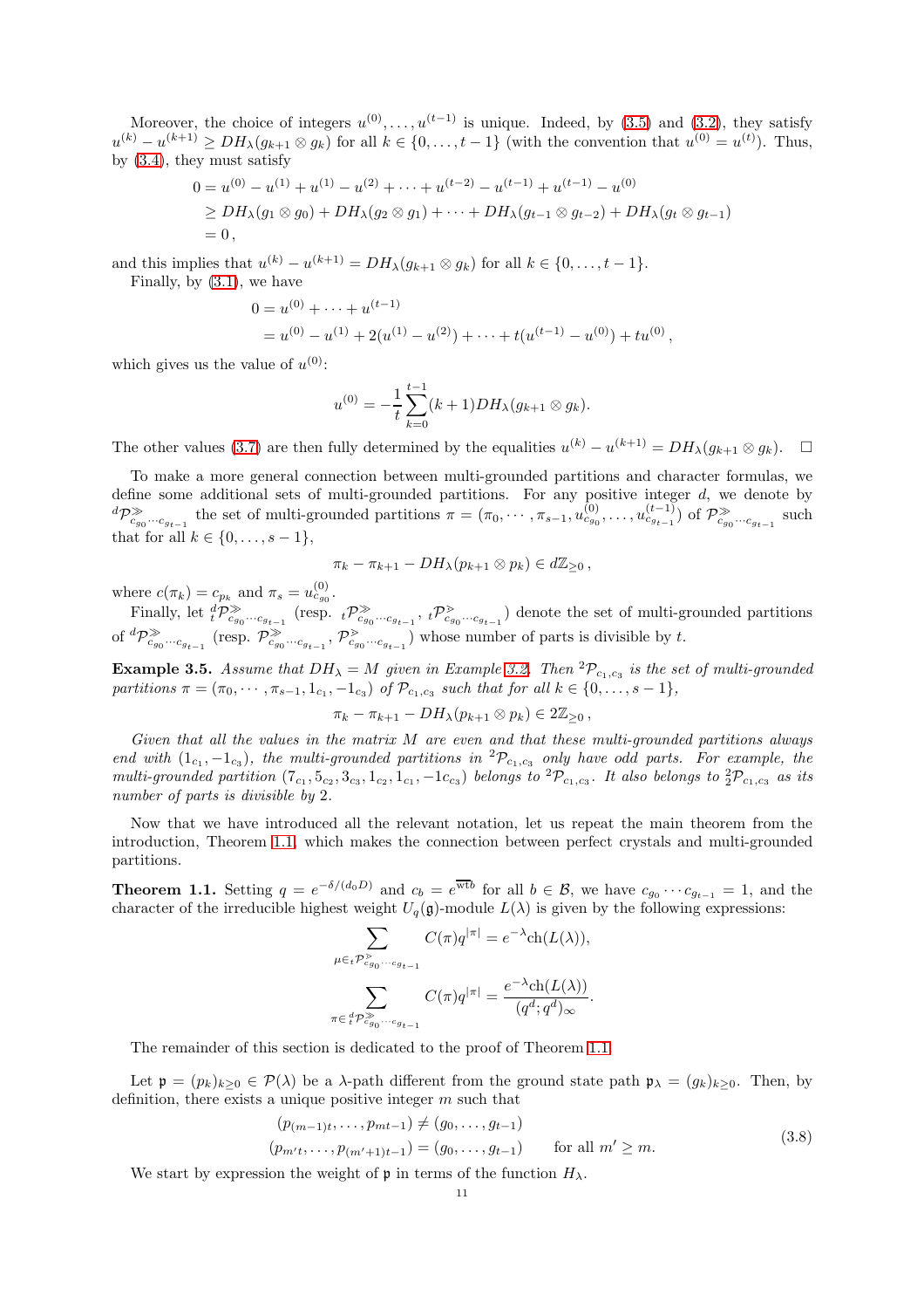Moreover, the choice of integers $u^{(0)},\dots,u^{(t-1)}$ is unique. Indeed, by (3.5) and (3.2), they satisfy $u^{(k)}-u^{(k+1)}\geq DH_\lambda(g_{k+1}\otimes g_k)$ for all $k\in\{0,\dots,t-1\}$ (with the convention that $u^{(0)}=u^{(t)}$). Thus, by (3.4), they must satisfy

$$
\begin{aligned}
0 &= u^{(0)}-u^{(1)}+u^{(1)}-u^{(2)}+\cdots+u^{(t-2)}-u^{(t-1)}+u^{(t-1)}-u^{(0)}\\
&\geq DH_\lambda(g_1\otimes g_0)+DH_\lambda(g_2\otimes g_1)+\cdots+DH_\lambda(g_{t-1}\otimes g_{t-2})+DH_\lambda(g_t\otimes g_{t-1})\\
&=0\,,
\end{aligned}
$$

and this implies that $u^{(k)}-u^{(k+1)}=DH_\lambda(g_{k+1}\otimes g_k)$ for all $k\in\{0,\dots,t-1\}$.

Finally, by (3.1), we have

$$
\begin{aligned}
0 &= u^{(0)}+\cdots+u^{(t-1)}\\
&= u^{(0)}-u^{(1)}+2(u^{(1)}-u^{(2)})+\cdots+t(u^{(t-1)}-u^{(0)})+tu^{(0)}\,,
\end{aligned}
$$

which gives us the value of $u^{(0)}$:

$$
u^{(0)}=-\frac{1}{t}\sum_{k=0}^{t-1}(k+1)DH_\lambda(g_{k+1}\otimes g_k).
$$

The other values (3.7) are then fully determined by the equalities $u^{(k)}-u^{(k+1)}=DH_\lambda(g_{k+1}\otimes g_k)$. $\square$

To make a more general connection between multi-grounded partitions and character formulas, we define some additional sets of multi-grounded partitions. For any positive integer $d$, we denote by ${}^{d}\mathcal{P}^{\gg}_{c_{g_0}\cdots c_{g_{t-1}}}$ the set of multi-grounded partitions $\pi=(\pi_0,\cdots,\pi_{s-1},u^{(0)}_{c_{g_0}},\dots,u^{(t-1)}_{c_{g_{t-1}}})$ of $\mathcal{P}^{\gg}_{c_{g_0}\cdots c_{g_{t-1}}}$ such that for all $k\in\{0,\dots,s-1\}$,

$$
\pi_k-\pi_{k+1}-DH_\lambda(p_{k+1}\otimes p_k)\in d\mathbb{Z}_{\geq 0}\,,
$$

where $c(\pi_k)=c_{p_k}$ and $\pi_s=u^{(0)}_{c_{g_0}}$.

Finally, let ${}^{d}_{t}\mathcal{P}^{\gg}_{c_{g_0}\cdots c_{g_{t-1}}}$ (resp. ${}_{t}\mathcal{P}^{\gg}_{c_{g_0}\cdots c_{g_{t-1}}}$, ${}_{t}\mathcal{P}^{\gtrdot}_{c_{g_0}\cdots c_{g_{t-1}}}$) denote the set of multi-grounded partitions of ${}^{d}\mathcal{P}^{\gg}_{c_{g_0}\cdots c_{g_{t-1}}}$ (resp. $\mathcal{P}^{\gg}_{c_{g_0}\cdots c_{g_{t-1}}}$, $\mathcal{P}^{\gtrdot}_{c_{g_0}\cdots c_{g_{t-1}}}$) whose number of parts is divisible by $t$.

**Example 3.5.** *Assume that $DH_\lambda=M$ given in Example 3.2. Then ${}^{2}\mathcal{P}_{c_1,c_3}$ is the set of multi-grounded partitions $\pi=(\pi_0,\cdots,\pi_{s-1},1_{c_1},-1_{c_3})$ of $\mathcal{P}_{c_1,c_3}$ such that for all $k\in\{0,\dots,s-1\}$,*

$$
\pi_k-\pi_{k+1}-DH_\lambda(p_{k+1}\otimes p_k)\in 2\mathbb{Z}_{\geq 0}\,,
$$

*Given that all the values in the matrix $M$ are even and that these multi-grounded partitions always end with $(1_{c_1},-1_{c_3})$, the multi-grounded partitions in ${}^{2}\mathcal{P}_{c_1,c_3}$ only have odd parts. For example, the multi-grounded partition $(7_{c_1},5_{c_2},3_{c_3},1_{c_2},1_{c_1},-1c_{c_3})$ belongs to ${}^{2}\mathcal{P}_{c_1,c_3}$. It also belongs to ${}^{2}_{2}\mathcal{P}_{c_1,c_3}$ as its number of parts is divisible by 2.*

Now that we have introduced all the relevant notation, let us repeat the main theorem from the introduction, Theorem 1.1, which makes the connection between perfect crystals and multi-grounded partitions.

**Theorem 1.1.** Setting $q=e^{-\delta/(d_0D)}$ and $c_b=e^{\overline{\mathrm{wt}b}}$ for all $b\in\mathcal{B}$, we have $c_{g_0}\cdots c_{g_{t-1}}=1$, and the character of the irreducible highest weight $U_q(\mathfrak{g})$-module $L(\lambda)$ is given by the following expressions:

$$
\sum_{\mu\in{}_{t}\mathcal{P}^{\gtrdot}_{c_{g_0}\cdots c_{g_{t-1}}}}C(\pi)q^{|\pi|}=e^{-\lambda}\mathrm{ch}(L(\lambda)),
$$

$$
\sum_{\pi\in{}^{d}_{t}\mathcal{P}^{\gg}_{c_{g_0}\cdots c_{g_{t-1}}}}C(\pi)q^{|\pi|}=\frac{e^{-\lambda}\mathrm{ch}(L(\lambda))}{(q^d;q^d)_\infty}.
$$

The remainder of this section is dedicated to the proof of Theorem 1.1.

Let $\mathfrak{p}=(p_k)_{k\geq 0}\in\mathcal{P}(\lambda)$ be a $\lambda$-path different from the ground state path $\mathfrak{p}_\lambda=(g_k)_{k\geq 0}$. Then, by definition, there exists a unique positive integer $m$ such that

$$
\begin{aligned}
&(p_{(m-1)t},\dots,p_{mt-1})\neq(g_0,\dots,g_{t-1})\\
&(p_{m't},\dots,p_{(m'+1)t-1})=(g_0,\dots,g_{t-1})\qquad\text{for all } m'\geq m.
\end{aligned}
\tag{3.8}
$$

We start by expression the weight of $\mathfrak{p}$ in terms of the function $H_\lambda$.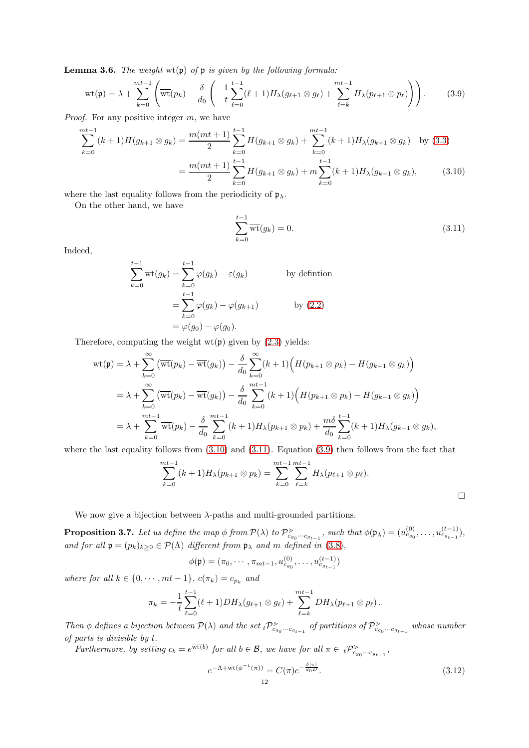**Lemma 3.6.** *The weight* $\mathrm{wt}(\mathfrak{p})$ *of* $\mathfrak{p}$ *is given by the following formula:*

$$\mathrm{wt}(\mathfrak{p}) = \lambda + \sum_{k=0}^{mt-1}\left(\overline{\mathrm{wt}}(p_k) - \frac{\delta}{d_0}\left(-\frac{1}{t}\sum_{\ell=0}^{t-1}(\ell+1)H_\lambda(g_{\ell+1}\otimes g_\ell) + \sum_{\ell=k}^{mt-1}H_\lambda(p_{\ell+1}\otimes p_\ell)\right)\right). \tag{3.9}$$

*Proof.* For any positive integer $m$, we have

$$\begin{aligned}
\sum_{k=0}^{mt-1}(k+1)H(g_{k+1}\otimes g_k) &= \frac{m(mt+1)}{2}\sum_{k=0}^{t-1}H(g_{k+1}\otimes g_k) + \sum_{k=0}^{mt-1}(k+1)H_\lambda(g_{k+1}\otimes g_k) \quad \text{by (3.3)}\\
&= \frac{m(mt+1)}{2}\sum_{k=0}^{t-1}H(g_{k+1}\otimes g_k) + m\sum_{k=0}^{t-1}(k+1)H_\lambda(g_{k+1}\otimes g_k),
\end{aligned}\tag{3.10}$$

where the last equality follows from the periodicity of $\mathfrak{p}_\lambda$.

On the other hand, we have

$$\sum_{k=0}^{t-1}\overline{\mathrm{wt}}(g_k) = 0. \tag{3.11}$$

Indeed,

$$\begin{aligned}
\sum_{k=0}^{t-1}\overline{\mathrm{wt}}(g_k) &= \sum_{k=0}^{t-1}\varphi(g_k) - \varepsilon(g_k) && \text{by defintion}\\
&= \sum_{k=0}^{t-1}\varphi(g_k) - \varphi(g_{k+1}) && \text{by (2.2)}\\
&= \varphi(g_0) - \varphi(g_0).
\end{aligned}$$

Therefore, computing the weight $\mathrm{wt}(\mathfrak{p})$ given by (2.3) yields:

$$\begin{aligned}
\mathrm{wt}(\mathfrak{p}) &= \lambda + \sum_{k=0}^{\infty}\left(\overline{\mathrm{wt}}(p_k) - \overline{\mathrm{wt}}(g_k)\right) - \frac{\delta}{d_0}\sum_{k=0}^{\infty}(k+1)\Big(H(p_{k+1}\otimes p_k) - H(g_{k+1}\otimes g_k)\Big)\\
&= \lambda + \sum_{k=0}^{\infty}\left(\overline{\mathrm{wt}}(p_k) - \overline{\mathrm{wt}}(g_k)\right) - \frac{\delta}{d_0}\sum_{k=0}^{mt-1}(k+1)\Big(H(p_{k+1}\otimes p_k) - H(g_{k+1}\otimes g_k)\Big)\\
&= \lambda + \sum_{k=0}^{mt-1}\overline{\mathrm{wt}}(p_k) - \frac{\delta}{d_0}\sum_{k=0}^{mt-1}(k+1)H_\lambda(p_{k+1}\otimes p_k) + \frac{m\delta}{d_0}\sum_{k=0}^{t-1}(k+1)H_\lambda(g_{k+1}\otimes g_k),
\end{aligned}$$

where the last equality follows from (3.10) and (3.11). Equation (3.9) then follows from the fact that

$$\sum_{k=0}^{mt-1}(k+1)H_\lambda(p_{k+1}\otimes p_k) = \sum_{k=0}^{mt-1}\sum_{\ell=k}^{mt-1}H_\lambda(p_{\ell+1}\otimes p_\ell).$$

$\square$

We now give a bijection between $\lambda$-paths and multi-grounded partitions.

**Proposition 3.7.** *Let us define the map* $\phi$ *from* $\mathcal{P}(\lambda)$ *to* $\mathcal{P}^{\gg}_{c_{g_0}\cdots c_{g_{t-1}}}$*, such that* $\phi(\mathfrak{p}_\lambda) = (u^{(0)}_{c_{g_0}},\ldots,u^{(t-1)}_{c_{g_{t-1}}})$*, and for all* $\mathfrak{p} = (p_k)_{k\geq 0}\in\mathcal{P}(\Lambda)$ *different from* $\mathfrak{p}_\lambda$ *and* $m$ *defined in (3.8),*

$$\phi(\mathfrak{p}) = (\pi_0,\cdots,\pi_{mt-1},u^{(0)}_{c_{g_0}},\ldots,u^{(t-1)}_{c_{g_{t-1}}})$$

*where for all* $k\in\{0,\cdots,mt-1\}$*,* $c(\pi_k) = c_{p_k}$ *and*

$$\pi_k = -\frac{1}{t}\sum_{\ell=0}^{t-1}(\ell+1)DH_\lambda(g_{\ell+1}\otimes g_\ell) + \sum_{\ell=k}^{mt-1}DH_\lambda(p_{\ell+1}\otimes p_\ell)\,.$$

*Then* $\phi$ *defines a bijection between* $\mathcal{P}(\lambda)$ *and the set* ${}_t\mathcal{P}^{\gg}_{c_{g_0}\cdots c_{g_{t-1}}}$ *of partitions of* $\mathcal{P}^{\gg}_{c_{g_0}\cdots c_{g_{t-1}}}$ *whose number of parts is divisible by* $t$*.*

*Furthermore, by setting* $c_b = e^{\overline{\mathrm{wt}}(b)}$ *for all* $b\in\mathcal{B}$*, we have for all* $\pi\in{}_t\mathcal{P}^{\gg}_{c_{g_0}\cdots c_{g_{t-1}}}$*,*

$$e^{-\Lambda+\mathrm{wt}(\phi^{-1}(\pi))} = C(\pi)e^{-\frac{\delta|\pi|}{d_0 D}}. \tag{3.12}$$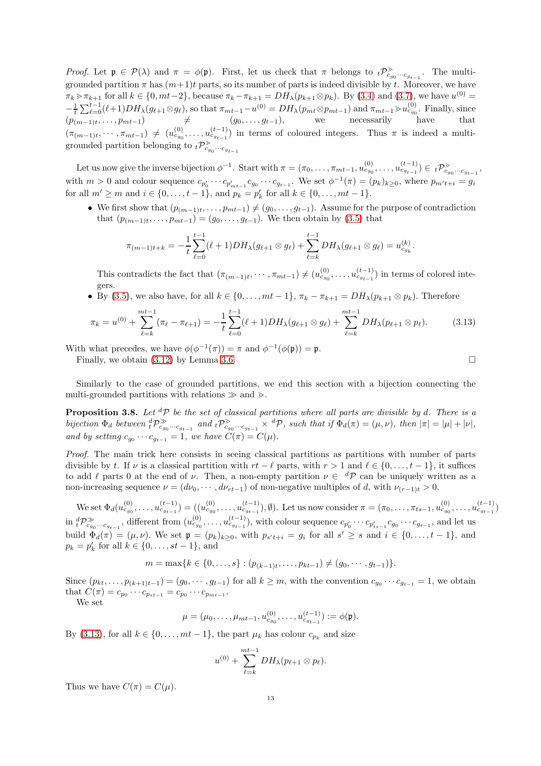*Proof.* Let $\mathfrak{p} \in \mathcal{P}(\lambda)$ and $\pi = \phi(\mathfrak{p})$. First, let us check that $\pi$ belongs to ${}_t\mathcal{P}^{\gtrdot}_{c_{g_0}\cdots c_{g_{t-1}}}$. The multi-grounded partition $\pi$ has $(m+1)t$ parts, so its number of parts is indeed divisible by $t$. Moreover, we have $\pi_k \gtrdot \pi_{k+1}$ for all $k \in \{0, mt-2\}$, because $\pi_k - \pi_{k+1} = DH_\lambda(p_{k+1} \otimes p_k)$. By (3.4) and (3.7), we have $u^{(0)} = -\frac{1}{t}\sum_{\ell=0}^{t-1}(\ell+1)DH_\lambda(g_{\ell+1}\otimes g_\ell)$, so that $\pi_{mt-1} - u^{(0)} = DH_\lambda(p_{mt}\otimes p_{mt-1})$ and $\pi_{mt-1} \gtrdot u^{(0)}_{c_{g_0}}$. Finally, since $(p_{(m-1)t}, \ldots, p_{mt-1}) \neq (g_0, \ldots, g_{t-1})$, we necessarily have that $(\pi_{(m-1)t}, \cdots, \pi_{mt-1}) \neq (u^{(0)}_{c_{g_0}}, \ldots, u^{(t-1)}_{c_{g_{t-1}}})$ in terms of coloured integers. Thus $\pi$ is indeed a multi-grounded partition belonging to ${}_t\mathcal{P}^{\gtrdot}_{c_{g_0}\cdots c_{g_{t-1}}}$

Let us now give the inverse bijection $\phi^{-1}$. Start with $\pi = (\pi_0, \ldots, \pi_{mt-1}, u^{(0)}_{c_{g_0}}, \ldots, u^{(t-1)}_{c_{g_{t-1}}}) \in {}_t\mathcal{P}^{\gtrdot}_{c_{g_0}\cdots c_{g_{t-1}}}$, with $m > 0$ and colour sequence $c_{p'_0}\cdots c_{p'_{mt-1}} c_{g_0}\cdots c_{g_{t-1}}$. We set $\phi^{-1}(\pi) = (p_k)_{k\geq 0}$, where $p_{m't+i} = g_i$ for all $m' \geq m$ and $i \in \{0, \ldots, t-1\}$, and $p_k = p'_k$ for all $k \in \{0, \ldots, mt-1\}$.

- We first show that $(p_{(m-1)t}, \ldots, p_{mt-1}) \neq (g_0, \ldots, g_{t-1})$. Assume for the purpose of contradiction that $(p_{(m-1)t}, \ldots, p_{mt-1}) = (g_0, \ldots, g_{t-1})$. We then obtain by (3.5) that
$$\pi_{(m-1)t+k} = -\frac{1}{t}\sum_{\ell=0}^{t-1}(\ell+1)DH_\lambda(g_{\ell+1}\otimes g_\ell) + \sum_{\ell=k}^{t-1} DH_\lambda(g_{\ell+1}\otimes g_\ell) = u^{(k)}_{c_{g_k}}.$$
This contradicts the fact that $(\pi_{(m-1)t}, \cdots, \pi_{mt-1}) \neq (u^{(0)}_{c_{g_0}}, \ldots, u^{(t-1)}_{c_{g_{t-1}}})$ in terms of colored integers.
- By (3.5), we also have, for all $k \in \{0, \ldots, mt-1\}$, $\pi_k - \pi_{k+1} = DH_\lambda(p_{k+1}\otimes p_k)$. Therefore
$$\pi_k = u^{(0)} + \sum_{\ell=k}^{mt-1}(\pi_\ell - \pi_{\ell+1}) = -\frac{1}{t}\sum_{\ell=0}^{t-1}(\ell+1)DH_\lambda(g_{\ell+1}\otimes g_\ell) + \sum_{\ell=k}^{mt-1} DH_\lambda(p_{\ell+1}\otimes p_\ell). \tag{3.13}$$

With what precedes, we have $\phi(\phi^{-1}(\pi)) = \pi$ and $\phi^{-1}(\phi(\mathfrak{p})) = \mathfrak{p}$.
Finally, we obtain (3.12) by Lemma 3.6. □

Similarly to the case of grounded partitions, we end this section with a bijection connecting the multi-grounded partitions with relations $\gg$ and $\gtrdot$.

**Proposition 3.8.** *Let ${}^d\mathcal{P}$ be the set of classical partitions where all parts are divisible by $d$. There is a bijection $\Phi_d$ between ${}^d_t\mathcal{P}^{\gg}_{c_{g_0}\cdots c_{g_{t-1}}}$ and ${}_t\mathcal{P}^{\gtrdot}_{c_{g_0}\cdots c_{g_{t-1}}} \times {}^d\mathcal{P}$, such that if $\Phi_d(\pi) = (\mu, \nu)$, then $|\pi| = |\mu| + |\nu|$, and by setting $c_{g_0}\cdots c_{g_{t-1}} = 1$, we have $C(\pi) = C(\mu)$.*

*Proof.* The main trick here consists in seeing classical partitions as partitions with number of parts divisible by $t$. If $\nu$ is a classical partition with $rt - \ell$ parts, with $r > 1$ and $\ell \in \{0, \ldots, t-1\}$, it suffices to add $\ell$ parts 0 at the end of $\nu$. Then, a non-empty partition $\nu \in {}^d\mathcal{P}$ can be uniquely written as a non-increasing sequence $\nu = (d\nu_0, \cdots, d\nu_{rt-1})$ of non-negative multiples of $d$, with $\nu_{(r-1)t} > 0$.

We set $\Phi_d(u^{(0)}_{c_{g_0}}, \ldots, u^{(t-1)}_{c_{g_{t-1}}}) = ((u^{(0)}_{c_{g_0}}, \ldots, u^{(t-1)}_{c_{g_{t-1}}}), \emptyset)$. Let us now consider $\pi = (\pi_0, \ldots, \pi_{ts-1}, u^{(0)}_{c_{g_0}}, \ldots, u^{(t-1)}_{c_{g_{t-1}}})$ in ${}^d_t\mathcal{P}^{\gg}_{c_{g_0}\cdots c_{g_{t-1}}}$, different from $(u^{(0)}_{c_{g_0}}, \ldots, u^{(t-1)}_{c_{g_{t-1}}})$, with colour sequence $c_{p'_0}\cdots c_{p'_{ts-1}} c_{g_0}\cdots c_{g_{t-1}}$, and let us build $\Phi_d(\pi) = (\mu, \nu)$. We set $\mathfrak{p} = (p_k)_{k\geq 0}$, with $p_{s't+i} = g_i$ for all $s' \geq s$ and $i \in \{0, \ldots, t-1\}$, and $p_k = p'_k$ for all $k \in \{0, \ldots, st-1\}$, and
$$m = \max\{k \in \{0, \ldots, s\} : (p_{(k-1)t}, \ldots, p_{kt-1}) \neq (g_0, \cdots, g_{t-1})\}.$$
Since $(p_{kt}, \ldots, p_{(k+1)t-1}) = (g_0, \cdots, g_{t-1})$ for all $k \geq m$, with the convention $c_{g_0}\cdots c_{g_{t-1}} = 1$, we obtain that $C(\pi) = c_{p_0}\cdots c_{p_{st-1}} = c_{p_0}\cdots c_{p_{mt-1}}$.
We set
$$\mu = (\mu_0, \ldots, \mu_{mt-1}, u^{(0)}_{c_{g_0}}, \ldots, u^{(t-1)}_{c_{g_{t-1}}}) := \phi(\mathfrak{p}).$$
By (3.13), for all $k \in \{0, \ldots, mt-1\}$, the part $\mu_k$ has colour $c_{p_k}$ and size
$$u^{(0)} + \sum_{\ell=k}^{mt-1} DH_\lambda(p_{\ell+1}\otimes p_\ell).$$
Thus we have $C(\pi) = C(\mu)$.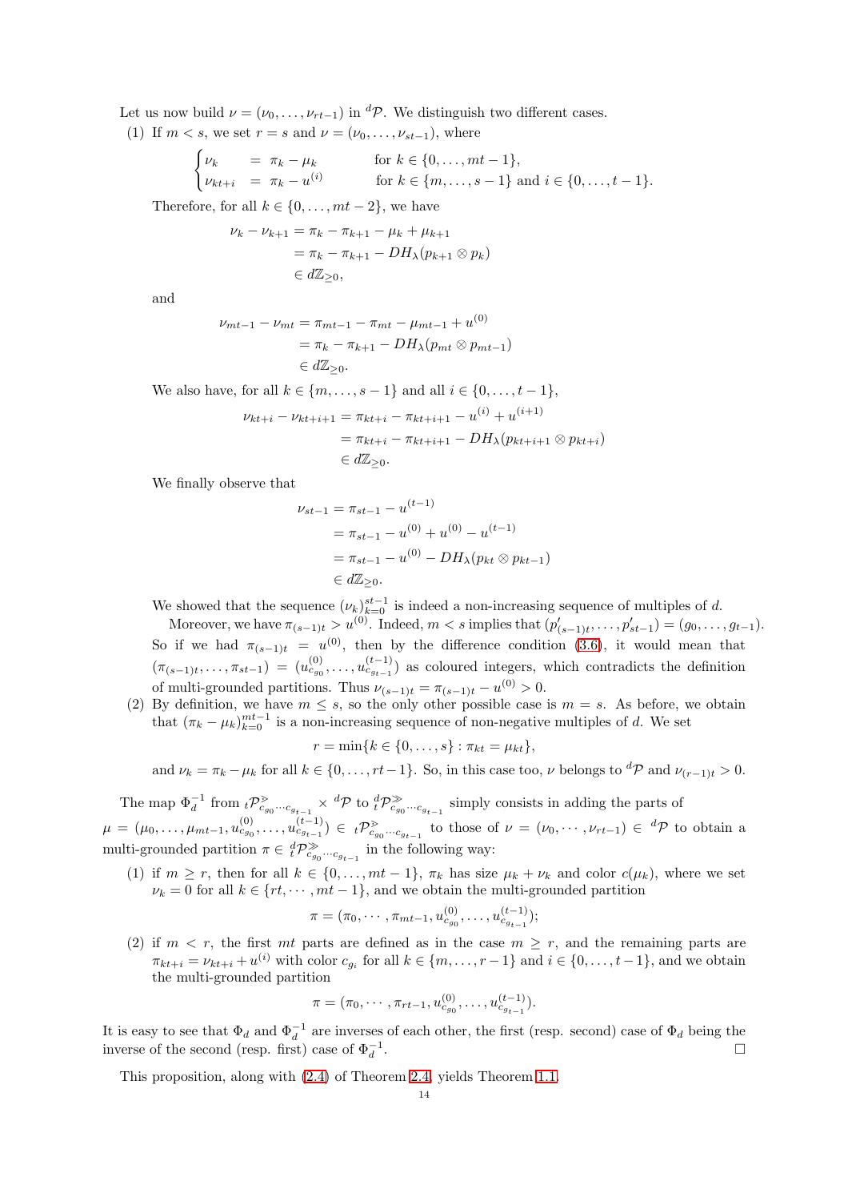Let us now build $\nu = (\nu_0, \ldots, \nu_{rt-1})$ in ${}^d\mathcal{P}$. We distinguish two different cases.

(1) If $m < s$, we set $r = s$ and $\nu = (\nu_0, \ldots, \nu_{st-1})$, where

$$\begin{cases} \nu_k &= \pi_k - \mu_k \qquad \text{for } k \in \{0, \ldots, mt-1\}, \\ \nu_{kt+i} &= \pi_k - u^{(i)} \qquad \text{for } k \in \{m, \ldots, s-1\} \text{ and } i \in \{0, \ldots, t-1\}. \end{cases}$$

Therefore, for all $k \in \{0, \ldots, mt-2\}$, we have

$$\begin{aligned} \nu_k - \nu_{k+1} &= \pi_k - \pi_{k+1} - \mu_k + \mu_{k+1} \\ &= \pi_k - \pi_{k+1} - DH_\lambda(p_{k+1} \otimes p_k) \\ &\in d\mathbb{Z}_{\geq 0}, \end{aligned}$$

and

$$\begin{aligned} \nu_{mt-1} - \nu_{mt} &= \pi_{mt-1} - \pi_{mt} - \mu_{mt-1} + u^{(0)} \\ &= \pi_k - \pi_{k+1} - DH_\lambda(p_{mt} \otimes p_{mt-1}) \\ &\in d\mathbb{Z}_{\geq 0}. \end{aligned}$$

We also have, for all $k \in \{m, \ldots, s-1\}$ and all $i \in \{0, \ldots, t-1\}$,

$$\begin{aligned} \nu_{kt+i} - \nu_{kt+i+1} &= \pi_{kt+i} - \pi_{kt+i+1} - u^{(i)} + u^{(i+1)} \\ &= \pi_{kt+i} - \pi_{kt+i+1} - DH_\lambda(p_{kt+i+1} \otimes p_{kt+i}) \\ &\in d\mathbb{Z}_{\geq 0}. \end{aligned}$$

We finally observe that

$$\begin{aligned} \nu_{st-1} &= \pi_{st-1} - u^{(t-1)} \\ &= \pi_{st-1} - u^{(0)} + u^{(0)} - u^{(t-1)} \\ &= \pi_{st-1} - u^{(0)} - DH_\lambda(p_{kt} \otimes p_{kt-1}) \\ &\in d\mathbb{Z}_{\geq 0}. \end{aligned}$$

We showed that the sequence $(\nu_k)_{k=0}^{st-1}$ is indeed a non-increasing sequence of multiples of $d$.

Moreover, we have $\pi_{(s-1)t} > u^{(0)}$. Indeed, $m < s$ implies that $(p'_{(s-1)t}, \ldots, p'_{st-1}) = (g_0, \ldots, g_{t-1})$. So if we had $\pi_{(s-1)t} = u^{(0)}$, then by the difference condition (3.6), it would mean that $(\pi_{(s-1)t}, \ldots, \pi_{st-1}) = (u^{(0)}_{c_{g_0}}, \ldots, u^{(t-1)}_{c_{g_{t-1}}})$ as coloured integers, which contradicts the definition of multi-grounded partitions. Thus $\nu_{(s-1)t} = \pi_{(s-1)t} - u^{(0)} > 0$.

(2) By definition, we have $m \leq s$, so the only other possible case is $m = s$. As before, we obtain that $(\pi_k - \mu_k)_{k=0}^{mt-1}$ is a non-increasing sequence of non-negative multiples of $d$. We set

$$r = \min\{k \in \{0, \ldots, s\} : \pi_{kt} = \mu_{kt}\},$$

and $\nu_k = \pi_k - \mu_k$ for all $k \in \{0, \ldots, rt-1\}$. So, in this case too, $\nu$ belongs to ${}^d\mathcal{P}$ and $\nu_{(r-1)t} > 0$.

The map $\Phi_d^{-1}$ from ${}_t\mathcal{P}^{\gg}_{c_{g_0} \cdots c_{g_{t-1}}} \times {}^d\mathcal{P}$ to ${}^d_t\mathcal{P}^{\gg}_{c_{g_0} \cdots c_{g_{t-1}}}$ simply consists in adding the parts of $\mu = (\mu_0, \ldots, \mu_{mt-1}, u^{(0)}_{c_{g_0}}, \ldots, u^{(t-1)}_{c_{g_{t-1}}}) \in {}_t\mathcal{P}^{\gg}_{c_{g_0} \cdots c_{g_{t-1}}}$ to those of $\nu = (\nu_0, \cdots, \nu_{rt-1}) \in {}^d\mathcal{P}$ to obtain a multi-grounded partition $\pi \in {}^d_t\mathcal{P}^{\gg}_{c_{g_0} \cdots c_{g_{t-1}}}$ in the following way:

(1) if $m \geq r$, then for all $k \in \{0, \ldots, mt-1\}$, $\pi_k$ has size $\mu_k + \nu_k$ and color $c(\mu_k)$, where we set $\nu_k = 0$ for all $k \in \{rt, \cdots, mt-1\}$, and we obtain the multi-grounded partition

$$\pi = (\pi_0, \cdots, \pi_{mt-1}, u^{(0)}_{c_{g_0}}, \ldots, u^{(t-1)}_{c_{g_{t-1}}});$$

(2) if $m < r$, the first $mt$ parts are defined as in the case $m \geq r$, and the remaining parts are $\pi_{kt+i} = \nu_{kt+i} + u^{(i)}$ with color $c_{g_i}$ for all $k \in \{m, \ldots, r-1\}$ and $i \in \{0, \ldots, t-1\}$, and we obtain the multi-grounded partition

$$\pi = (\pi_0, \cdots, \pi_{rt-1}, u^{(0)}_{c_{g_0}}, \ldots, u^{(t-1)}_{c_{g_{t-1}}}).$$

It is easy to see that $\Phi_d$ and $\Phi_d^{-1}$ are inverses of each other, the first (resp. second) case of $\Phi_d$ being the inverse of the second (resp. first) case of $\Phi_d^{-1}$. $\square$

This proposition, along with (2.4) of Theorem 2.4, yields Theorem 1.1.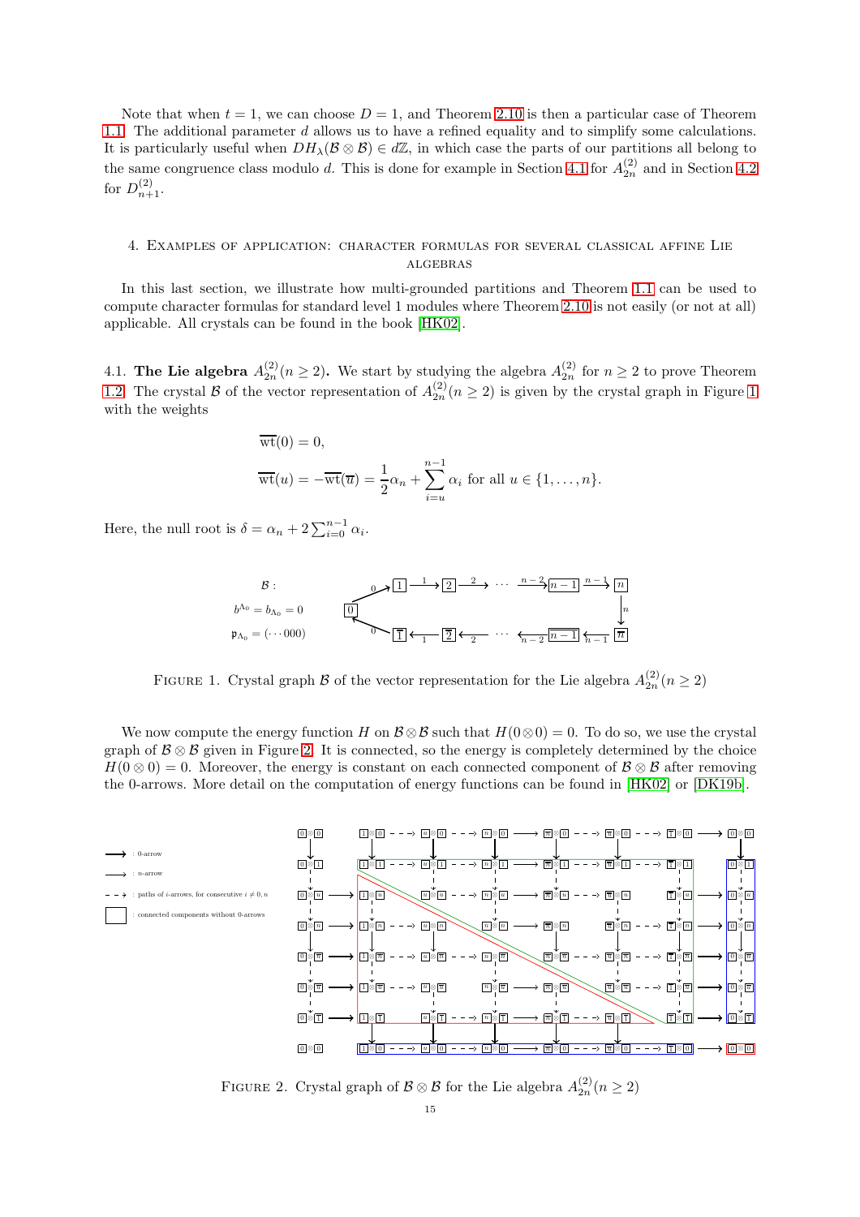Note that when $t = 1$, we can choose $D = 1$, and Theorem 2.10 is then a particular case of Theorem 1.1. The additional parameter $d$ allows us to have a refined equality and to simplify some calculations. It is particularly useful when $DH_\lambda(\mathcal{B} \otimes \mathcal{B}) \in d\mathbb{Z}$, in which case the parts of our partitions all belong to the same congruence class modulo $d$. This is done for example in Section 4.1 for $A_{2n}^{(2)}$ and in Section 4.2 for $D_{n+1}^{(2)}$.

## 4. Examples of application: character formulas for several classical affine Lie algebras

In this last section, we illustrate how multi-grounded partitions and Theorem 1.1 can be used to compute character formulas for standard level 1 modules where Theorem 2.10 is not easily (or not at all) applicable. All crystals can be found in the book [HK02].

### 4.1. The Lie algebra $A_{2n}^{(2)} (n \geq 2)$.

We start by studying the algebra $A_{2n}^{(2)}$ for $n \geq 2$ to prove Theorem 1.2. The crystal $\mathcal{B}$ of the vector representation of $A_{2n}^{(2)} (n \geq 2)$ is given by the crystal graph in Figure 1 with the weights

$$\overline{\mathrm{wt}}(0) = 0,$$

$$\overline{\mathrm{wt}}(u) = -\overline{\mathrm{wt}}(\overline{u}) = \frac{1}{2}\alpha_n + \sum_{i=u}^{n-1} \alpha_i \text{ for all } u \in \{1, \ldots, n\}.$$

Here, the null root is $\delta = \alpha_n + 2\sum_{i=0}^{n-1} \alpha_i$.

FIGURE 1. Crystal graph $\mathcal{B}$ of the vector representation for the Lie algebra $A_{2n}^{(2)} (n \geq 2)$

We now compute the energy function $H$ on $\mathcal{B} \otimes \mathcal{B}$ such that $H(0 \otimes 0) = 0$. To do so, we use the crystal graph of $\mathcal{B} \otimes \mathcal{B}$ given in Figure 2. It is connected, so the energy is completely determined by the choice $H(0 \otimes 0) = 0$. Moreover, the energy is constant on each connected component of $\mathcal{B} \otimes \mathcal{B}$ after removing the 0-arrows. More detail on the computation of energy functions can be found in [HK02] or [DK19b].

FIGURE 2. Crystal graph of $\mathcal{B} \otimes \mathcal{B}$ for the Lie algebra $A_{2n}^{(2)} (n \geq 2)$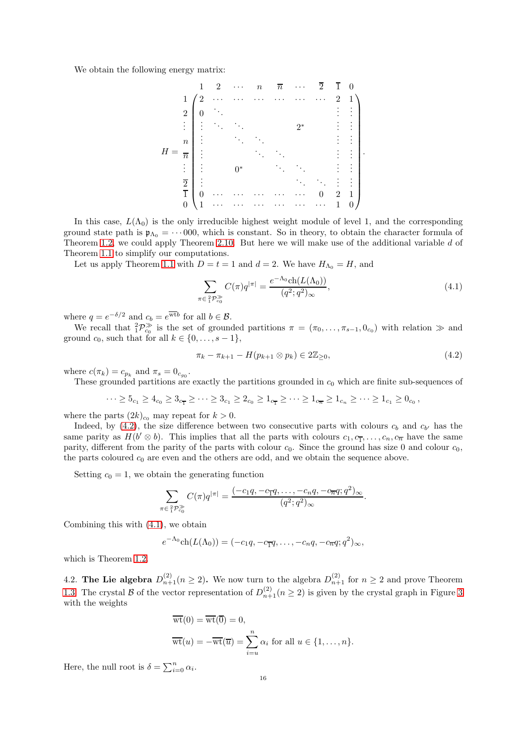We obtain the following energy matrix:

$$
H = \begin{array}{c} \\ 1 \\ 2 \\ \vdots \\ n \\ \overline{n} \\ \vdots \\ \overline{2} \\ \overline{1} \\ 0 \end{array}
\begin{array}{c}
\begin{array}{cccccccc} 1 & 2 & \cdots & n & \overline{n} & \cdots & \overline{2} & \overline{1} \quad 0 \end{array} \\
\left(\begin{array}{cccccccccc}
2 & \cdots & \cdots & \cdots & \cdots & \cdots & \cdots & 2 & 1 \\
0 & \ddots & & & & & & \vdots & \vdots \\
\vdots & \ddots & \ddots & & & 2^* & & \vdots & \vdots \\
\vdots & & \ddots & \ddots & & & & \vdots & \vdots \\
\vdots & & & \ddots & \ddots & & & \vdots & \vdots \\
\vdots & & 0^* & & \ddots & \ddots & & \vdots & \vdots \\
\vdots & & & & & \ddots & \ddots & \vdots & \vdots \\
0 & \cdots & \cdots & \cdots & \cdots & \cdots & 0 & 2 & 1 \\
1 & \cdots & \cdots & \cdots & \cdots & \cdots & \cdots & 1 & 0
\end{array}\right)
\end{array}.
$$

In this case, $L(\Lambda_0)$ is the only irreducible highest weight module of level 1, and the corresponding ground state path is $\mathfrak{p}_{\Lambda_0} = \cdots 000$, which is constant. So in theory, to obtain the character formula of Theorem 1.2, we could apply Theorem 2.10. But here we will make use of the additional variable $d$ of Theorem 1.1 to simplify our computations.

Let us apply Theorem 1.1 with $D = t = 1$ and $d = 2$. We have $H_{\Lambda_0} = H$, and

$$\sum_{\pi \in {}^2_1\mathcal{P}^{\gg}_{c_0}} C(\pi) q^{|\pi|} = \frac{e^{-\Lambda_0}\mathrm{ch}(L(\Lambda_0))}{(q^2;q^2)_\infty}, \tag{4.1}$$

where $q = e^{-\delta/2}$ and $c_b = e^{\overline{\mathrm{wt}} b}$ for all $b \in \mathcal{B}$.

We recall that ${}^2_1\mathcal{P}^{\gg}_{c_0}$ is the set of grounded partitions $\pi = (\pi_0, \ldots, \pi_{s-1}, 0_{c_0})$ with relation $\gg$ and ground $c_0$, such that for all $k \in \{0, \ldots, s-1\}$,

$$\pi_k - \pi_{k+1} - H(p_{k+1} \otimes p_k) \in 2\mathbb{Z}_{\geq 0}, \tag{4.2}$$

where $c(\pi_k) = c_{p_k}$ and $\pi_s = 0_{c_{g_0}}$.

These grounded partitions are exactly the partitions grounded in $c_0$ which are finite sub-sequences of

$$\cdots \geq 5_{c_1} \geq 4_{c_0} \geq 3_{c_{\overline{1}}} \geq \cdots \geq 3_{c_1} \geq 2_{c_0} \geq 1_{c_{\overline{1}}} \geq \cdots \geq 1_{c_{\overline{n}}} \geq 1_{c_n} \geq \cdots \geq 1_{c_1} \geq 0_{c_0},$$

where the parts $(2k)_{c_0}$ may repeat for $k > 0$.

Indeed, by (4.2), the size difference between two consecutive parts with colours $c_b$ and $c_{b'}$ has the same parity as $H(b' \otimes b)$. This implies that all the parts with colours $c_1, c_{\overline{1}}, \ldots, c_n, c_{\overline{n}}$ have the same parity, different from the parity of the parts with colour $c_0$. Since the ground has size 0 and colour $c_0$, the parts coloured $c_0$ are even and the others are odd, and we obtain the sequence above.

Setting $c_0 = 1$, we obtain the generating function

$$\sum_{\pi \in {}^2_1\mathcal{P}^{\gg}_{c_0}} C(\pi) q^{|\pi|} = \frac{(-c_1 q, -c_{\overline{1}} q, \ldots, -c_n q, -c_{\overline{n}} q; q^2)_\infty}{(q^2;q^2)_\infty}.$$

Combining this with (4.1), we obtain

$$e^{-\Lambda_0}\mathrm{ch}(L(\Lambda_0)) = (-c_1 q, -c_{\overline{1}} q, \ldots, -c_n q, -c_{\overline{n}} q; q^2)_\infty,$$

which is Theorem 1.2.

4.2. **The Lie algebra $D^{(2)}_{n+1} (n \geq 2)$.** We now turn to the algebra $D^{(2)}_{n+1}$ for $n \geq 2$ and prove Theorem 1.3. The crystal $\mathcal{B}$ of the vector representation of $D^{(2)}_{n+1} (n \geq 2)$ is given by the crystal graph in Figure 3 with the weights

$$\overline{\mathrm{wt}}(0) = \overline{\mathrm{wt}}(\overline{0}) = 0,$$
$$\overline{\mathrm{wt}}(u) = -\overline{\mathrm{wt}}(\overline{u}) = \sum_{i=u}^{n} \alpha_i \text{ for all } u \in \{1, \ldots, n\}.$$

Here, the null root is $\delta = \sum_{i=0}^{n} \alpha_i$.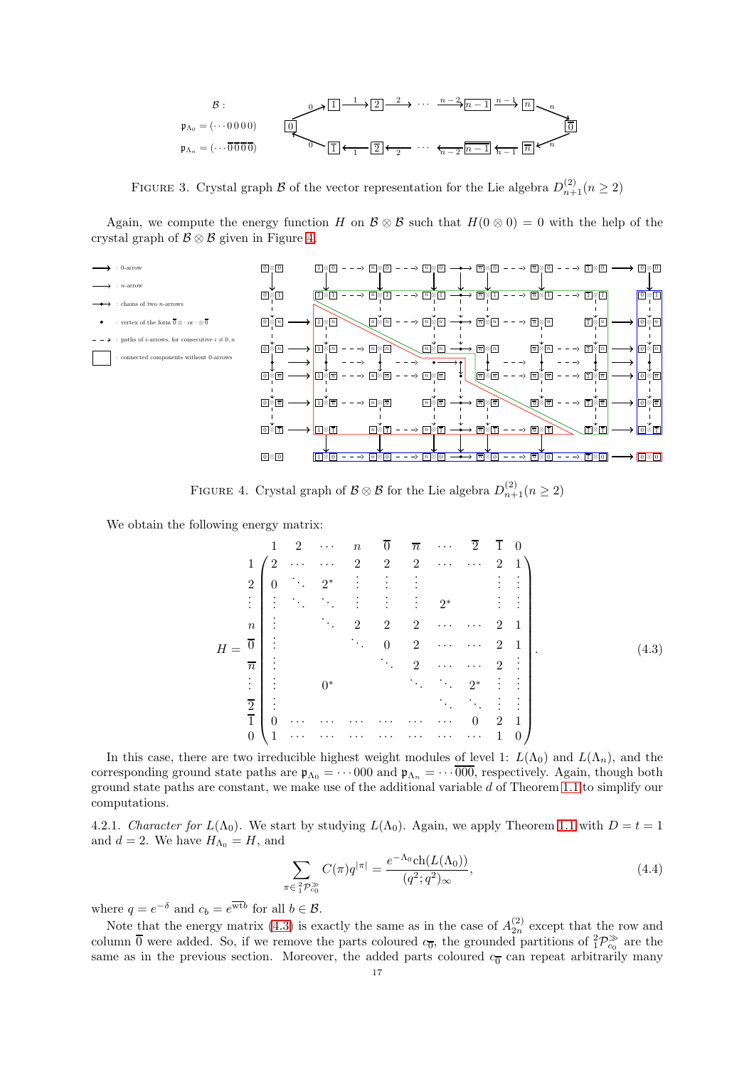$\mathcal{B}$ :

$\mathfrak{p}_{\Lambda_0} = (\cdots 0\,0\,0\,0)$

$\mathfrak{p}_{\Lambda_n} = (\cdots \overline{0}\,\overline{0}\,\overline{0}\,\overline{0})$

FIGURE 3. Crystal graph $\mathcal{B}$ of the vector representation for the Lie algebra $D_{n+1}^{(2)} (n \geq 2)$

Again, we compute the energy function $H$ on $\mathcal{B} \otimes \mathcal{B}$ such that $H(0 \otimes 0) = 0$ with the help of the crystal graph of $\mathcal{B} \otimes \mathcal{B}$ given in Figure 4.

FIGURE 4. Crystal graph of $\mathcal{B} \otimes \mathcal{B}$ for the Lie algebra $D_{n+1}^{(2)} (n \geq 2)$

We obtain the following energy matrix:

$$
H = \begin{array}{c} \\ 1 \\ 2 \\ \vdots \\ n \\ \overline{0} \\ \overline{n} \\ \vdots \\ \overline{2} \\ \overline{1} \\ 0 \end{array}
\begin{array}{c}
\begin{array}{cccccccccc} 1 & 2 & \cdots & n & \overline{0} & \overline{n} & \cdots & \overline{2} & \overline{1} & 0 \end{array} \\
\begin{pmatrix}
2 & \cdots & \cdots & 2 & 2 & 2 & \cdots & \cdots & 2 & 1 \\
0 & \ddots & 2^* & \vdots & \vdots & \vdots & & & \vdots & \vdots \\
\vdots & \ddots & \ddots & \vdots & \vdots & \vdots & 2^* & & \vdots & \vdots \\
\vdots & & \ddots & 2 & 2 & 2 & \cdots & \cdots & 2 & 1 \\
\vdots & & & \ddots & 0 & 2 & \cdots & \cdots & 2 & 1 \\
\vdots & & & & \ddots & 2 & \cdots & \cdots & 2 & \vdots \\
\vdots & & 0^* & & & \ddots & \ddots & 2^* & \vdots & \vdots \\
\vdots & & & & & & \ddots & \ddots & \vdots & \vdots \\
0 & \cdots & \cdots & \cdots & \cdots & \cdots & \cdots & 0 & 2 & 1 \\
1 & \cdots & \cdots & \cdots & \cdots & \cdots & \cdots & \cdots & 1 & 0
\end{pmatrix}
\end{array}. \tag{4.3}
$$

In this case, there are two irreducible highest weight modules of level 1: $L(\Lambda_0)$ and $L(\Lambda_n)$, and the corresponding ground state paths are $\mathfrak{p}_{\Lambda_0} = \cdots 000$ and $\mathfrak{p}_{\Lambda_n} = \cdots \overline{000}$, respectively. Again, though both ground state paths are constant, we make use of the additional variable $d$ of Theorem 1.1 to simplify our computations.

4.2.1. *Character for* $L(\Lambda_0)$. We start by studying $L(\Lambda_0)$. Again, we apply Theorem 1.1 with $D = t = 1$ and $d = 2$. We have $H_{\Lambda_0} = H$, and

$$
\sum_{\pi \in {}^2_1\mathcal{P}^{\gg}_{c_0}} C(\pi) q^{|\pi|} = \frac{e^{-\Lambda_0} \mathrm{ch}(L(\Lambda_0))}{(q^2; q^2)_\infty}, \tag{4.4}
$$

where $q = e^{-\delta}$ and $c_b = e^{\overline{\mathrm{wt} b}}$ for all $b \in \mathcal{B}$.

Note that the energy matrix (4.3) is exactly the same as in the case of $A_{2n}^{(2)}$ except that the row and column $\overline{0}$ were added. So, if we remove the parts coloured $c_{\overline{0}}$, the grounded partitions of ${}^2_1\mathcal{P}^{\gg}_{c_0}$ are the same as in the previous section. Moreover, the added parts coloured $c_{\overline{0}}$ can repeat arbitrarily many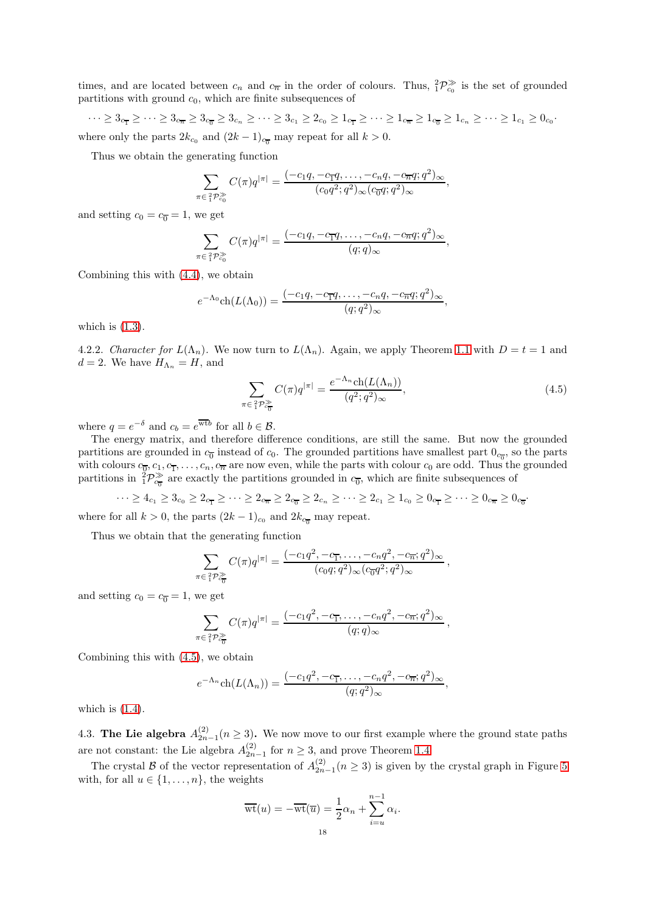times, and are located between $c_n$ and $c_{\overline{n}}$ in the order of colours. Thus, ${}^{2}_{1}\mathcal{P}^{\gg}_{c_0}$ is the set of grounded partitions with ground $c_0$, which are finite subsequences of

$$\cdots \geq 3_{c_{\overline{1}}} \geq \cdots \geq 3_{c_{\overline{n}}} \geq 3_{c_{\overline{0}}} \geq 3_{c_n} \geq \cdots \geq 3_{c_1} \geq 2_{c_0} \geq 1_{c_{\overline{1}}} \geq \cdots \geq 1_{c_{\overline{n}}} \geq 1_{c_{\overline{0}}} \geq 1_{c_n} \geq \cdots \geq 1_{c_1} \geq 0_{c_0}.$$

where only the parts $2k_{c_0}$ and $(2k-1)_{c_{\overline{0}}}$ may repeat for all $k > 0$.

Thus we obtain the generating function

$$\sum_{\pi \in {}^{2}_{1}\mathcal{P}^{\gg}_{c_0}} C(\pi) q^{|\pi|} = \frac{(-c_1 q, -c_{\overline{1}} q, \ldots, -c_n q, -c_{\overline{n}} q; q^2)_\infty}{(c_0 q^2; q^2)_\infty (c_{\overline{0}} q; q^2)_\infty},$$

and setting $c_0 = c_{\overline{0}} = 1$, we get

$$\sum_{\pi \in {}^{2}_{1}\mathcal{P}^{\gg}_{c_0}} C(\pi) q^{|\pi|} = \frac{(-c_1 q, -c_{\overline{1}} q, \ldots, -c_n q, -c_{\overline{n}} q; q^2)_\infty}{(q; q)_\infty},$$

Combining this with (4.4), we obtain

$$e^{-\Lambda_0} \mathrm{ch}(L(\Lambda_0)) = \frac{(-c_1 q, -c_{\overline{1}} q, \ldots, -c_n q, -c_{\overline{n}} q; q^2)_\infty}{(q; q^2)_\infty},$$

which is (1.3).

4.2.2. *Character for $L(\Lambda_n)$.* We now turn to $L(\Lambda_n)$. Again, we apply Theorem 1.1 with $D = t = 1$ and $d = 2$. We have $H_{\Lambda_n} = H$, and

$$\sum_{\pi \in {}^{2}_{1}\mathcal{P}^{\gg}_{c_{\overline{0}}}} C(\pi) q^{|\pi|} = \frac{e^{-\Lambda_n} \mathrm{ch}(L(\Lambda_n))}{(q^2; q^2)_\infty}, \tag{4.5}$$

where $q = e^{-\delta}$ and $c_b = e^{\overline{\mathrm{wt}} b}$ for all $b \in \mathcal{B}$.

The energy matrix, and therefore difference conditions, are still the same. But now the grounded partitions are grounded in $c_{\overline{0}}$ instead of $c_0$. The grounded partitions have smallest part $0_{c_{\overline{0}}}$, so the parts with colours $c_{\overline{0}}, c_1, c_{\overline{1}}, \ldots, c_n, c_{\overline{n}}$ are now even, while the parts with colour $c_0$ are odd. Thus the grounded partitions in ${}^{2}_{1}\mathcal{P}^{\gg}_{c_{\overline{0}}}$ are exactly the partitions grounded in $c_{\overline{0}}$, which are finite subsequences of

$$\cdots \geq 4_{c_1} \geq 3_{c_0} \geq 2_{c_{\overline{1}}} \geq \cdots \geq 2_{c_{\overline{n}}} \geq 2_{c_{\overline{0}}} \geq 2_{c_n} \geq \cdots \geq 2_{c_1} \geq 1_{c_0} \geq 0_{c_{\overline{1}}} \geq \cdots \geq 0_{c_{\overline{n}}} \geq 0_{c_{\overline{0}}}.$$

where for all $k > 0$, the parts $(2k-1)_{c_0}$ and $2k_{c_{\overline{0}}}$ may repeat.

Thus we obtain that the generating function

$$\sum_{\pi \in {}^{2}_{1}\mathcal{P}^{\gg}_{c_{\overline{0}}}} C(\pi) q^{|\pi|} = \frac{(-c_1 q^2, -c_{\overline{1}}, \ldots, -c_n q^2, -c_{\overline{n}}; q^2)_\infty}{(c_0 q; q^2)_\infty (c_{\overline{0}} q^2; q^2)_\infty},$$

and setting $c_0 = c_{\overline{0}} = 1$, we get

$$\sum_{\pi \in {}^{2}_{1}\mathcal{P}^{\gg}_{c_{\overline{0}}}} C(\pi) q^{|\pi|} = \frac{(-c_1 q^2, -c_{\overline{1}}, \ldots, -c_n q^2, -c_{\overline{n}}; q^2)_\infty}{(q; q)_\infty},$$

Combining this with (4.5), we obtain

$$e^{-\Lambda_n} \mathrm{ch}(L(\Lambda_n)) = \frac{(-c_1 q^2, -c_{\overline{1}}, \ldots, -c_n q^2, -c_{\overline{n}}; q^2)_\infty}{(q; q^2)_\infty},$$

which is (1.4).

4.3. **The Lie algebra $A^{(2)}_{2n-1} (n \geq 3)$.** We now move to our first example where the ground state paths are not constant: the Lie algebra $A^{(2)}_{2n-1}$ for $n \geq 3$, and prove Theorem 1.4.

The crystal $\mathcal{B}$ of the vector representation of $A^{(2)}_{2n-1} (n \geq 3)$ is given by the crystal graph in Figure 5 with, for all $u \in \{1, \ldots, n\}$, the weights

$$\overline{\mathrm{wt}}(u) = -\overline{\mathrm{wt}}(\overline{u}) = \frac{1}{2}\alpha_n + \sum_{i=u}^{n-1} \alpha_i.$$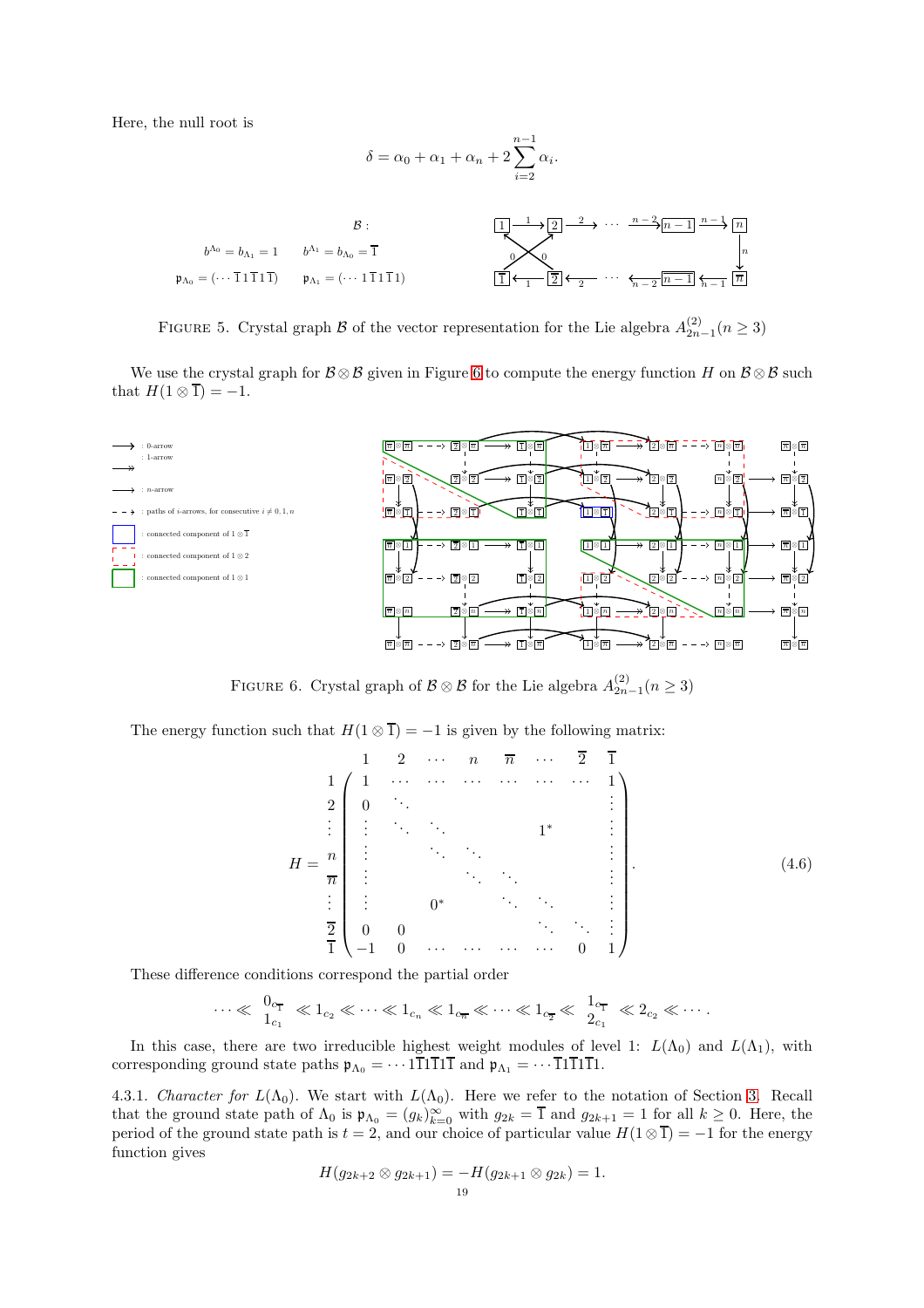Here, the null root is

$$\delta = \alpha_0 + \alpha_1 + \alpha_n + 2\sum_{i=2}^{n-1} \alpha_i.$$

$\mathcal{B}$ :

$b^{\Lambda_0} = b_{\Lambda_1} = 1 \qquad b^{\Lambda_1} = b_{\Lambda_0} = \overline{1}$

$\mathfrak{p}_{\Lambda_0} = (\cdots \overline{1}\,1\,\overline{1}\,1\,\overline{1}) \qquad \mathfrak{p}_{\Lambda_1} = (\cdots 1\,\overline{1}\,1\,\overline{1}\,1)$

FIGURE 5. Crystal graph $\mathcal{B}$ of the vector representation for the Lie algebra $A_{2n-1}^{(2)} (n \geq 3)$

We use the crystal graph for $\mathcal{B} \otimes \mathcal{B}$ given in Figure 6 to compute the energy function $H$ on $\mathcal{B} \otimes \mathcal{B}$ such that $H(1 \otimes \overline{1}) = -1$.

FIGURE 6. Crystal graph of $\mathcal{B} \otimes \mathcal{B}$ for the Lie algebra $A_{2n-1}^{(2)} (n \geq 3)$

The energy function such that $H(1 \otimes \overline{1}) = -1$ is given by the following matrix:

$$H = \begin{array}{c} \\ 1 \\ 2 \\ \vdots \\ n \\ \overline{n} \\ \vdots \\ \overline{2} \\ \overline{1} \end{array} \begin{array}{c} \begin{array}{cccccccc} 1 & 2 & \cdots & n & \overline{n} & \cdots & \overline{2} & \overline{1} \end{array} \\ \left( \begin{array}{cccccccc} 1 & \cdots & \cdots & \cdots & \cdots & \cdots & \cdots & 1 \\ 0 & \ddots & & & & & & \vdots \\ \vdots & \ddots & \ddots & & & 1^* & & \vdots \\ \vdots & & \ddots & \ddots & & & & \vdots \\ \vdots & & & \ddots & \ddots & & & \vdots \\ \vdots & & 0^* & & \ddots & \ddots & & \vdots \\ 0 & 0 & & & & \ddots & \ddots & \vdots \\ -1 & 0 & \cdots & \cdots & \cdots & \cdots & 0 & 1 \end{array} \right) \end{array}. \tag{4.6}$$

These difference conditions correspond the partial order

$$\cdots \ll \begin{array}{c} 0_{c_{\overline{1}}} \\ 1_{c_1} \end{array} \ll 1_{c_2} \ll \cdots \ll 1_{c_n} \ll 1_{c_{\overline{n}}} \ll \cdots \ll 1_{c_{\overline{2}}} \ll \begin{array}{c} 1_{c_{\overline{1}}} \\ 2_{c_1} \end{array} \ll 2_{c_2} \ll \cdots.$$

In this case, there are two irreducible highest weight modules of level 1: $L(\Lambda_0)$ and $L(\Lambda_1)$, with corresponding ground state paths $\mathfrak{p}_{\Lambda_0} = \cdots 1\overline{1}1\overline{1}1\overline{1}$ and $\mathfrak{p}_{\Lambda_1} = \cdots \overline{1}1\overline{1}1\overline{1}1$.

4.3.1. *Character for* $L(\Lambda_0)$. We start with $L(\Lambda_0)$. Here we refer to the notation of Section 3. Recall that the ground state path of $\Lambda_0$ is $\mathfrak{p}_{\Lambda_0} = (g_k)_{k=0}^{\infty}$ with $g_{2k} = \overline{1}$ and $g_{2k+1} = 1$ for all $k \geq 0$. Here, the period of the ground state path is $t = 2$, and our choice of particular value $H(1 \otimes \overline{1}) = -1$ for the energy function gives

$$H(g_{2k+2} \otimes g_{2k+1}) = -H(g_{2k+1} \otimes g_{2k}) = 1.$$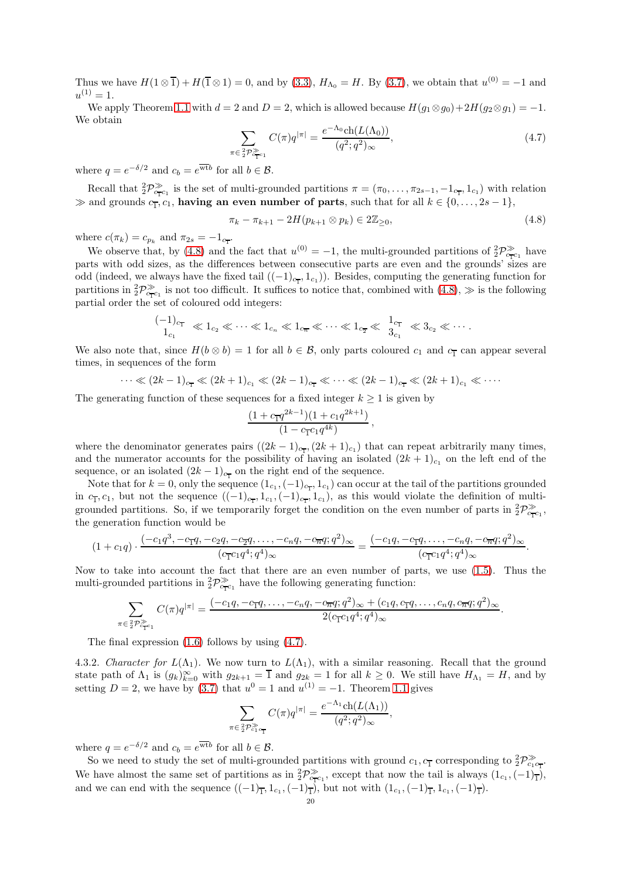Thus we have $H(1\otimes\overline{1})+H(\overline{1}\otimes 1)=0$, and by (3.3), $H_{\Lambda_0}=H$. By (3.7), we obtain that $u^{(0)}=-1$ and $u^{(1)}=1$.

We apply Theorem 1.1 with $d=2$ and $D=2$, which is allowed because $H(g_1\otimes g_0)+2H(g_2\otimes g_1)=-1$. We obtain

$$\sum_{\pi\in {}^2_2\mathcal{P}^{\gg}_{c_{\overline{1}}c_1}} C(\pi)q^{|\pi|}=\frac{e^{-\Lambda_0}\mathrm{ch}(L(\Lambda_0))}{(q^2;q^2)_\infty},\tag{4.7}$$

where $q=e^{-\delta/2}$ and $c_b=e^{\overline{\mathrm{wt}b}}$ for all $b\in\mathcal{B}$.

Recall that ${}^2_2\mathcal{P}^{\gg}_{c_{\overline{1}}c_1}$ is the set of multi-grounded partitions $\pi=(\pi_0,\ldots,\pi_{2s-1},-1_{c_{\overline{1}}},1_{c_1})$ with relation $\gg$ and grounds $c_{\overline{1}},c_1$, **having an even number of parts**, such that for all $k\in\{0,\ldots,2s-1\}$,

$$\pi_k-\pi_{k+1}-2H(p_{k+1}\otimes p_k)\in 2\mathbb{Z}_{\geq 0},\tag{4.8}$$

where $c(\pi_k)=c_{p_k}$ and $\pi_{2s}=-1_{c_{\overline{1}}}$.

We observe that, by (4.8) and the fact that $u^{(0)}=-1$, the multi-grounded partitions of ${}^2_2\mathcal{P}^{\gg}_{c_{\overline{1}}c_1}$ have parts with odd sizes, as the differences between consecutive parts are even and the grounds' sizes are odd (indeed, we always have the fixed tail $((-1)_{c_{\overline{1}}},1_{c_1})$). Besides, computing the generating function for partitions in ${}^2_2\mathcal{P}^{\gg}_{c_{\overline{1}}c_1}$ is not too difficult. It suffices to notice that, combined with (4.8), $\gg$ is the following partial order the set of coloured odd integers:

$$\begin{matrix}(-1)_{c_{\overline{1}}}\\ 1_{c_1}\end{matrix}\ll 1_{c_2}\ll\cdots\ll 1_{c_n}\ll 1_{c_{\overline{n}}}\ll\cdots\ll 1_{c_{\overline{2}}}\ll\begin{matrix}1_{c_{\overline{1}}}\\ 3_{c_1}\end{matrix}\ll 3_{c_2}\ll\cdots.$$

We also note that, since $H(b\otimes b)=1$ for all $b\in\mathcal{B}$, only parts coloured $c_1$ and $c_{\overline{1}}$ can appear several times, in sequences of the form

$$\cdots\ll(2k-1)_{c_{\overline{1}}}\ll(2k+1)_{c_1}\ll(2k-1)_{c_{\overline{1}}}\ll\cdots\ll(2k-1)_{c_{\overline{1}}}\ll(2k+1)_{c_1}\ll\cdots.$$

The generating function of these sequences for a fixed integer $k\geq 1$ is given by

$$\frac{(1+c_{\overline{1}}q^{2k-1})(1+c_1q^{2k+1})}{(1-c_{\overline{1}}c_1q^{4k})},$$

where the denominator generates pairs $((2k-1)_{c_{\overline{1}}},(2k+1)_{c_1})$ that can repeat arbitrarily many times, and the numerator accounts for the possibility of having an isolated $(2k+1)_{c_1}$ on the left end of the sequence, or an isolated $(2k-1)_{c_{\overline{1}}}$ on the right end of the sequence.

Note that for $k=0$, only the sequence $(1_{c_1},(-1)_{c_{\overline{1}}},1_{c_1})$ can occur at the tail of the partitions grounded in $c_{\overline{1}},c_1$, but not the sequence $((-1)_{c_{\overline{1}}},1_{c_1},(-1)_{c_{\overline{1}}},1_{c_1})$, as this would violate the definition of multi-grounded partitions. So, if we temporarily forget the condition on the even number of parts in ${}^2_2\mathcal{P}^{\gg}_{c_{\overline{1}}c_1}$, the generation function would be

$$(1+c_1q)\cdot\frac{(-c_1q^3,-c_{\overline{1}}q,-c_2q,-c_{\overline{2}}q,\ldots,-c_nq,-c_{\overline{n}}q;q^2)_\infty}{(c_{\overline{1}}c_1q^4;q^4)_\infty}=\frac{(-c_1q,-c_{\overline{1}}q,\ldots,-c_nq,-c_{\overline{n}}q;q^2)_\infty}{(c_{\overline{1}}c_1q^4;q^4)_\infty}.$$

Now to take into account the fact that there are an even number of parts, we use (1.5). Thus the multi-grounded partitions in ${}^2_2\mathcal{P}^{\gg}_{c_{\overline{1}}c_1}$ have the following generating function:

$$\sum_{\pi\in {}^2_2\mathcal{P}^{\gg}_{c_{\overline{1}}c_1}} C(\pi)q^{|\pi|}=\frac{(-c_1q,-c_{\overline{1}}q,\ldots,-c_nq,-c_{\overline{n}}q;q^2)_\infty+(c_1q,c_{\overline{1}}q,\ldots,c_nq,c_{\overline{n}}q;q^2)_\infty}{2(c_{\overline{1}}c_1q^4;q^4)_\infty}.$$

The final expression (1.6) follows by using (4.7).

4.3.2. *Character for $L(\Lambda_1)$.* We now turn to $L(\Lambda_1)$, with a similar reasoning. Recall that the ground state path of $\Lambda_1$ is $(g_k)_{k=0}^\infty$ with $g_{2k+1}=\overline{1}$ and $g_{2k}=1$ for all $k\geq 0$. We still have $H_{\Lambda_1}=H$, and by setting $D=2$, we have by (3.7) that $u^0=1$ and $u^{(1)}=-1$. Theorem 1.1 gives

$$\sum_{\pi\in {}^2_2\mathcal{P}^{\gg}_{c_1c_{\overline{1}}}} C(\pi)q^{|\pi|}=\frac{e^{-\Lambda_1}\mathrm{ch}(L(\Lambda_1))}{(q^2;q^2)_\infty},$$

where $q=e^{-\delta/2}$ and $c_b=e^{\overline{\mathrm{wt}b}}$ for all $b\in\mathcal{B}$.

So we need to study the set of multi-grounded partitions with ground $c_1,c_{\overline{1}}$ corresponding to ${}^2_2\mathcal{P}^{\gg}_{c_1c_{\overline{1}}}$. We have almost the same set of partitions as in ${}^2_2\mathcal{P}^{\gg}_{c_{\overline{1}}c_1}$, except that now the tail is always $(1_{c_1},(-1)_{\overline{1}})$, and we can end with the sequence $((-1)_{\overline{1}},1_{c_1},(-1)_{\overline{1}})$, but not with $(1_{c_1},(-1)_{\overline{1}},1_{c_1},(-1)_{\overline{1}})$.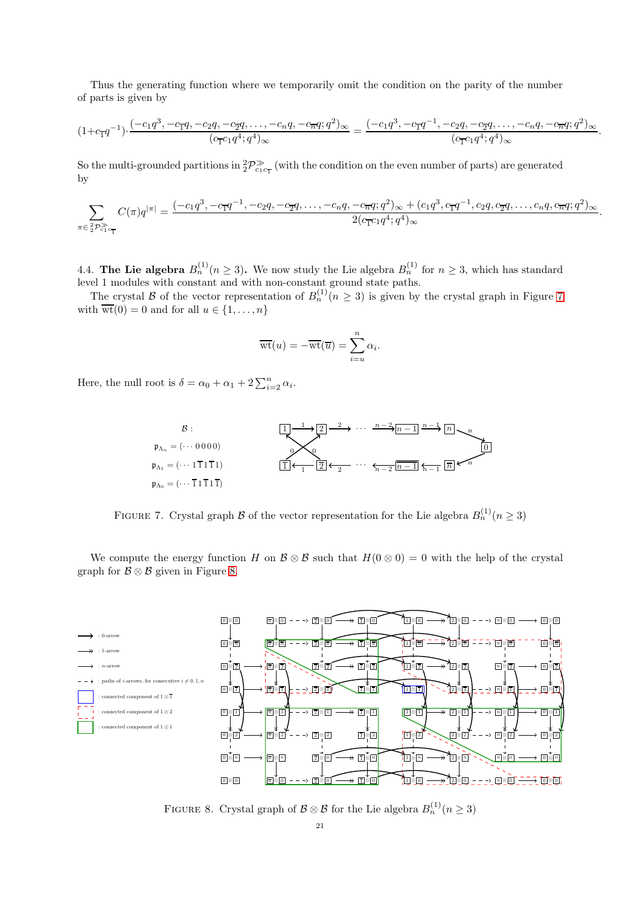Thus the generating function where we temporarily omit the condition on the parity of the number of parts is given by

$$(1+c_{\overline{1}}q^{-1})\cdot\frac{(-c_1q^3,-c_{\overline{1}}q,-c_2q,-c_{\overline{2}}q,\ldots,-c_nq,-c_{\overline{n}}q;q^2)_\infty}{(c_{\overline{1}}c_1q^4;q^4)_\infty}=\frac{(-c_1q^3,-c_{\overline{1}}q^{-1},-c_2q,-c_{\overline{2}}q,\ldots,-c_nq,-c_{\overline{n}}q;q^2)_\infty}{(c_{\overline{1}}c_1q^4;q^4)_\infty}.$$

So the multi-grounded partitions in ${}^2_2\mathcal{P}^{\gg}_{c_1c_{\overline{1}}}$ (with the condition on the even number of parts) are generated by

$$\sum_{\pi\in{}^2_2\mathcal{P}^{\gg}_{c_1c_{\overline{1}}}} C(\pi)q^{|\pi|}=\frac{(-c_1q^3,-c_{\overline{1}}q^{-1},-c_2q,-c_{\overline{2}}q,\ldots,-c_nq,-c_{\overline{n}}q;q^2)_\infty+(c_1q^3,c_{\overline{1}}q^{-1},c_2q,c_{\overline{2}}q,\ldots,c_nq,c_{\overline{n}}q;q^2)_\infty}{2(c_{\overline{1}}c_1q^4;q^4)_\infty}.$$

4.4. **The Lie algebra $B_n^{(1)} (n\geq 3)$.** We now study the Lie algebra $B_n^{(1)}$ for $n\geq 3$, which has standard level 1 modules with constant and with non-constant ground state paths.

The crystal $\mathcal{B}$ of the vector representation of $B_n^{(1)} (n\geq 3)$ is given by the crystal graph in Figure 7 with $\overline{\mathrm{wt}}(0)=0$ and for all $u\in\{1,\ldots,n\}$

$$\overline{\mathrm{wt}}(u)=-\overline{\mathrm{wt}}(\overline{u})=\sum_{i=u}^{n}\alpha_i.$$

Here, the null root is $\delta=\alpha_0+\alpha_1+2\sum_{i=2}^n\alpha_i$.

$\mathcal{B}$ :

$\mathfrak{p}_{\Lambda_n}=(\cdots 0\,0\,0\,0)$

$\mathfrak{p}_{\Lambda_1}=(\cdots 1\,\overline{1}\,1\,\overline{1}\,1)$

$\mathfrak{p}_{\Lambda_0}=(\cdots \overline{1}\,1\,\overline{1}\,1\,\overline{1})$

FIGURE 7. Crystal graph $\mathcal{B}$ of the vector representation for the Lie algebra $B_n^{(1)} (n\geq 3)$

We compute the energy function $H$ on $\mathcal{B}\otimes\mathcal{B}$ such that $H(0\otimes 0)=0$ with the help of the crystal graph for $\mathcal{B}\otimes\mathcal{B}$ given in Figure 8.

FIGURE 8. Crystal graph of $\mathcal{B}\otimes\mathcal{B}$ for the Lie algebra $B_n^{(1)} (n\geq 3)$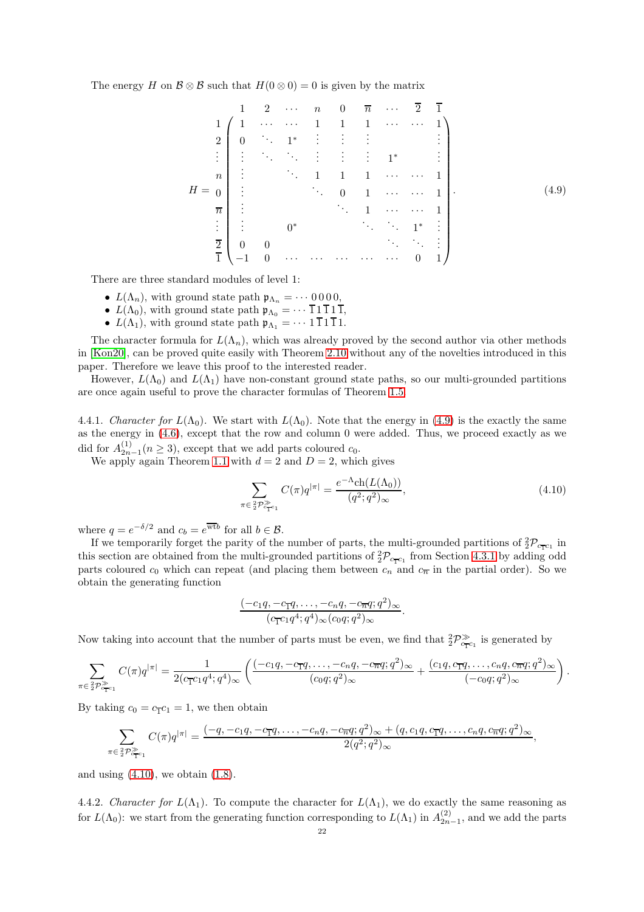The energy $H$ on $\mathcal{B} \otimes \mathcal{B}$ such that $H(0 \otimes 0) = 0$ is given by the matrix

$$
H = \begin{array}{c} \\ 1 \\ 2 \\ \vdots \\ n \\ 0 \\ \overline{n} \\ \vdots \\ \overline{2} \\ \overline{1} \end{array}
\begin{array}{c}
\begin{array}{ccccccccc} 1 & 2 & \cdots & n & 0 & \overline{n} & \cdots & \overline{2} & \overline{1} \end{array} \\
\left(\begin{array}{ccccccccc}
1 & \cdots & \cdots & 1 & 1 & 1 & \cdots & \cdots & 1 \\
0 & \ddots & 1^* & \vdots & \vdots & \vdots & & & \vdots \\
\vdots & \ddots & \ddots & \vdots & \vdots & \vdots & 1^* & & \vdots \\
\vdots & & \ddots & 1 & 1 & 1 & \cdots & \cdots & 1 \\
\vdots & & & \ddots & 0 & 1 & \cdots & \cdots & 1 \\
\vdots & & & & \ddots & 1 & \cdots & \cdots & 1 \\
\vdots & & 0^* & & & \ddots & \ddots & 1^* & \vdots \\
0 & 0 & & & & & \ddots & \ddots & \vdots \\
-1 & 0 & \cdots & \cdots & \cdots & \cdots & \cdots & 0 & 1
\end{array}\right)
\end{array}. \tag{4.9}
$$

There are three standard modules of level 1:

- $L(\Lambda_n)$, with ground state path $\mathfrak{p}_{\Lambda_n} = \cdots 0\,0\,0\,0$,
- $L(\Lambda_0)$, with ground state path $\mathfrak{p}_{\Lambda_0} = \cdots \overline{1}\,1\,\overline{1}\,1\,\overline{1}$,
- $L(\Lambda_1)$, with ground state path $\mathfrak{p}_{\Lambda_1} = \cdots 1\,\overline{1}\,1\,\overline{1}\,1$.

The character formula for $L(\Lambda_n)$, which was already proved by the second author via other methods in [Kon20], can be proved quite easily with Theorem 2.10 without any of the novelties introduced in this paper. Therefore we leave this proof to the interested reader.

However, $L(\Lambda_0)$ and $L(\Lambda_1)$ have non-constant ground state paths, so our multi-grounded partitions are once again useful to prove the character formulas of Theorem 1.5.

4.4.1. *Character for $L(\Lambda_0)$.* We start with $L(\Lambda_0)$. Note that the energy in (4.9) is the exactly the same as the energy in (4.6), except that the row and column 0 were added. Thus, we proceed exactly as we did for $A_{2n-1}^{(1)}(n \geq 3)$, except that we add parts coloured $c_0$.

We apply again Theorem 1.1 with $d = 2$ and $D = 2$, which gives

$$
\sum_{\pi \in {}^2_2\mathcal{P}^{\gg}_{c_{\overline{1}}c_1}} C(\pi) q^{|\pi|} = \frac{e^{-\Lambda}\mathrm{ch}(L(\Lambda_0))}{(q^2;q^2)_\infty}, \tag{4.10}
$$

where $q = e^{-\delta/2}$ and $c_b = e^{\overline{\mathrm{wt}} b}$ for all $b \in \mathcal{B}$.

If we temporarily forget the parity of the number of parts, the multi-grounded partitions of ${}^2_2\mathcal{P}_{c_{\overline{1}}c_1}$ in this section are obtained from the multi-grounded partitions of ${}^2_2\mathcal{P}_{c_{\overline{1}}c_1}$ from Section 4.3.1 by adding odd parts coloured $c_0$ which can repeat (and placing them between $c_n$ and $c_{\overline{n}}$ in the partial order). So we obtain the generating function

$$
\frac{(-c_1q, -c_{\overline{1}}q, \ldots, -c_nq, -c_{\overline{n}}q; q^2)_\infty}{(c_{\overline{1}}c_1q^4;q^4)_\infty (c_0q;q^2)_\infty}.
$$

Now taking into account that the number of parts must be even, we find that ${}^2_2\mathcal{P}^{\gg}_{c_{\overline{1}}c_1}$ is generated by

$$
\sum_{\pi \in {}^2_2\mathcal{P}^{\gg}_{c_{\overline{1}}c_1}} C(\pi) q^{|\pi|} = \frac{1}{2(c_{\overline{1}}c_1q^4;q^4)_\infty} \left( \frac{(-c_1q, -c_{\overline{1}}q, \ldots, -c_nq, -c_{\overline{n}}q; q^2)_\infty}{(c_0q;q^2)_\infty} + \frac{(c_1q, c_{\overline{1}}q, \ldots, c_nq, c_{\overline{n}}q; q^2)_\infty}{(-c_0q;q^2)_\infty} \right).
$$

By taking $c_0 = c_{\overline{1}}c_1 = 1$, we then obtain

$$
\sum_{\pi \in {}^2_2\mathcal{P}^{\gg}_{c_{\overline{1}}c_1}} C(\pi) q^{|\pi|} = \frac{(-q, -c_1q, -c_{\overline{1}}q, \ldots, -c_nq, -c_{\overline{n}}q; q^2)_\infty + (q, c_1q, c_{\overline{1}}q, \ldots, c_nq, c_{\overline{n}}q; q^2)_\infty}{2(q^2;q^2)_\infty},
$$

and using (4.10), we obtain (1.8).

4.4.2. *Character for $L(\Lambda_1)$.* To compute the character for $L(\Lambda_1)$, we do exactly the same reasoning as for $L(\Lambda_0)$: we start from the generating function corresponding to $L(\Lambda_1)$ in $A_{2n-1}^{(2)}$, and we add the parts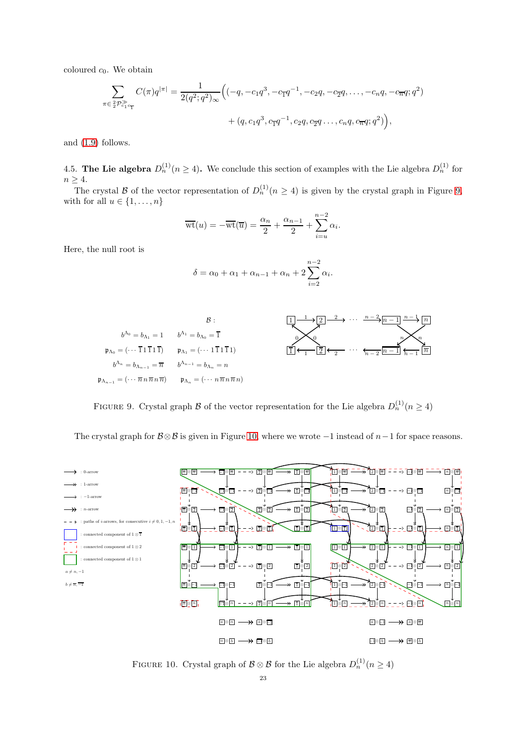coloured $c_0$. We obtain

$$\sum_{\pi \in {}^2_2\mathcal{P}^{\gg}_{c_1 c_{\overline{1}}}} C(\pi) q^{|\pi|} = \frac{1}{2(q^2;q^2)_\infty}\Big((-q, -c_1 q^3, -c_{\overline{1}} q^{-1}, -c_2 q, -c_{\overline{2}} q, \dots, -c_n q, -c_{\overline{n}} q; q^2) + (q, c_1 q^3, c_{\overline{1}} q^{-1}, c_2 q, c_{\overline{2}} q \dots, c_n q, c_{\overline{n}} q; q^2)\Big),$$

and (1.9) follows.

4.5. **The Lie algebra $D_n^{(1)} (n \geq 4)$.** We conclude this section of examples with the Lie algebra $D_n^{(1)}$ for $n \geq 4$.

The crystal $\mathcal{B}$ of the vector representation of $D_n^{(1)} (n \geq 4)$ is given by the crystal graph in Figure 9, with for all $u \in \{1, \dots, n\}$

$$\overline{\mathrm{wt}}(u) = -\overline{\mathrm{wt}}(\overline{u}) = \frac{\alpha_n}{2} + \frac{\alpha_{n-1}}{2} + \sum_{i=u}^{n-2} \alpha_i.$$

Here, the null root is

$$\delta = \alpha_0 + \alpha_1 + \alpha_{n-1} + \alpha_n + 2\sum_{i=2}^{n-2} \alpha_i.$$

$\mathcal{B}$ :

$b^{\Lambda_0} = b_{\Lambda_1} = 1 \qquad b^{\Lambda_1} = b_{\Lambda_0} = \overline{1}$

$\mathfrak{p}_{\Lambda_0} = (\cdots \overline{1}\,1\,\overline{1}\,1\,\overline{1}) \qquad \mathfrak{p}_{\Lambda_1} = (\cdots 1\,\overline{1}\,1\,\overline{1}\,1)$

$b^{\Lambda_n} = b_{\Lambda_{n-1}} = \overline{n} \qquad b^{\Lambda_{n-1}} = b_{\Lambda_n} = n$

$\mathfrak{p}_{\Lambda_{n-1}} = (\cdots \overline{n}\,n\,\overline{n}\,n\,\overline{n}) \qquad \mathfrak{p}_{\Lambda_n} = (\cdots n\,\overline{n}\,n\,\overline{n}\,n)$

Figure 9. Crystal graph $\mathcal{B}$ of the vector representation for the Lie algebra $D_n^{(1)} (n \geq 4)$

The crystal graph for $\mathcal{B} \otimes \mathcal{B}$ is given in Figure 10, where we wrote $-1$ instead of $n-1$ for space reasons.

Figure 10. Crystal graph of $\mathcal{B} \otimes \mathcal{B}$ for the Lie algebra $D_n^{(1)} (n \geq 4)$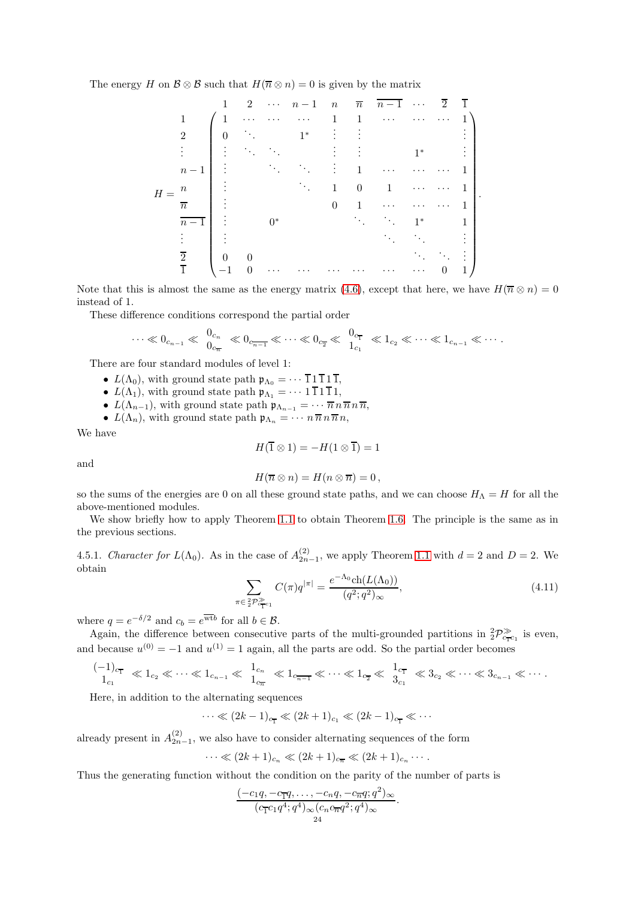The energy $H$ on $\mathcal{B}\otimes\mathcal{B}$ such that $H(\overline{n}\otimes n)=0$ is given by the matrix

$$
H = \begin{array}{c} \\ 1 \\ 2 \\ \vdots \\ n-1 \\ n \\ \overline{n} \\ \overline{n-1} \\ \vdots \\ \overline{2} \\ \overline{1} \end{array}
\begin{array}{c}
\begin{array}{cccccccccc} 1 & 2 & \cdots & n-1 & n & \overline{n} & \overline{n-1} & \cdots & \overline{2} & \overline{1} \end{array} \\
\left(\begin{array}{cccccccccc}
1 & \cdots & \cdots & \cdots & 1 & 1 & \cdots & \cdots & \cdots & 1 \\
0 & \ddots & & 1^* & \vdots & \vdots & & & & \vdots \\
\vdots & \ddots & \ddots & & \vdots & \vdots & & 1^* & & \vdots \\
\vdots & & \ddots & \ddots & \vdots & 1 & \cdots & \cdots & \cdots & 1 \\
\vdots & & & \ddots & 1 & 0 & 1 & \cdots & \cdots & 1 \\
\vdots & & & & 0 & 1 & \cdots & \cdots & \cdots & 1 \\
\vdots & & 0^* & & & \ddots & \ddots & 1^* & & 1 \\
\vdots & & & & & & \ddots & \ddots & & \vdots \\
0 & 0 & & & & & & \ddots & \ddots & \vdots \\
-1 & 0 & \cdots & \cdots & \cdots & \cdots & \cdots & \cdots & 0 & 1
\end{array}\right)
\end{array}.
$$

Note that this is almost the same as the energy matrix (4.6), except that here, we have $H(\overline{n}\otimes n)=0$ instead of 1.

These difference conditions correspond the partial order

$$
\cdots \ll 0_{c_{n-1}} \ll \begin{array}{c} 0_{c_n} \\ 0_{c_{\overline{n}}} \end{array} \ll 0_{c_{\overline{n-1}}} \ll \cdots \ll 0_{c_{\overline{2}}} \ll \begin{array}{c} 0_{c_{\overline{1}}} \\ 1_{c_1} \end{array} \ll 1_{c_2} \ll \cdots \ll 1_{c_{n-1}} \ll \cdots .
$$

There are four standard modules of level 1:

- $L(\Lambda_0)$, with ground state path $\mathfrak{p}_{\Lambda_0} = \cdots \overline{1}\,1\,\overline{1}\,1\,\overline{1}$,
- $L(\Lambda_1)$, with ground state path $\mathfrak{p}_{\Lambda_1} = \cdots 1\,\overline{1}\,1\,\overline{1}\,1$,
- $L(\Lambda_{n-1})$, with ground state path $\mathfrak{p}_{\Lambda_{n-1}} = \cdots \overline{n}\,n\,\overline{n}\,n\,\overline{n}$,
- $L(\Lambda_n)$, with ground state path $\mathfrak{p}_{\Lambda_n} = \cdots n\,\overline{n}\,n\,\overline{n}\,n$,

We have

$$
H(\overline{1}\otimes 1) = -H(1\otimes\overline{1}) = 1
$$

and

$$
H(\overline{n}\otimes n) = H(n\otimes\overline{n}) = 0\,,
$$

so the sums of the energies are 0 on all these ground state paths, and we can choose $H_\Lambda = H$ for all the above-mentioned modules.

We show briefly how to apply Theorem 1.1 to obtain Theorem 1.6. The principle is the same as in the previous sections.

4.5.1. *Character for $L(\Lambda_0)$.* As in the case of $A_{2n-1}^{(2)}$, we apply Theorem 1.1 with $d=2$ and $D=2$. We obtain

$$
\sum_{\pi\in {}^2_2\mathcal{P}^{\gg}_{c_{\overline{1}}c_1}} C(\pi)q^{|\pi|} = \frac{e^{-\Lambda_0}\mathrm{ch}(L(\Lambda_0))}{(q^2;q^2)_\infty}, \tag{4.11}
$$

where $q=e^{-\delta/2}$ and $c_b = e^{\overline{\mathrm{wt}b}}$ for all $b\in\mathcal{B}$.

Again, the difference between consecutive parts of the multi-grounded partitions in ${}^2_2\mathcal{P}^{\gg}_{c_{\overline{1}}c_1}$ is even, and because $u^{(0)}=-1$ and $u^{(1)}=1$ again, all the parts are odd. So the partial order becomes

$$
\begin{array}{c} (-1)_{c_{\overline{1}}} \\ 1_{c_1} \end{array} \ll 1_{c_2} \ll \cdots \ll 1_{c_{n-1}} \ll \begin{array}{c} 1_{c_n} \\ 1_{c_{\overline{n}}} \end{array} \ll 1_{c_{\overline{n-1}}} \ll \cdots \ll 1_{c_{\overline{2}}} \ll \begin{array}{c} 1_{c_{\overline{1}}} \\ 3_{c_1} \end{array} \ll 3_{c_2} \ll \cdots \ll 3_{c_{n-1}} \ll \cdots .
$$

Here, in addition to the alternating sequences

$$
\cdots \ll (2k-1)_{c_{\overline{1}}} \ll (2k+1)_{c_1} \ll (2k-1)_{c_{\overline{1}}} \ll \cdots
$$

already present in $A_{2n-1}^{(2)}$, we also have to consider alternating sequences of the form

$$
\cdots \ll (2k+1)_{c_n} \ll (2k+1)_{c_{\overline{n}}} \ll (2k+1)_{c_n} \cdots .
$$

Thus the generating function without the condition on the parity of the number of parts is

$$
\frac{(-c_1q, -c_{\overline{1}}q, \ldots, -c_nq, -c_{\overline{n}}q; q^2)_\infty}{(c_{\overline{1}}c_1q^4;q^4)_\infty (c_nc_{\overline{n}}q^2;q^4)_\infty}.
$$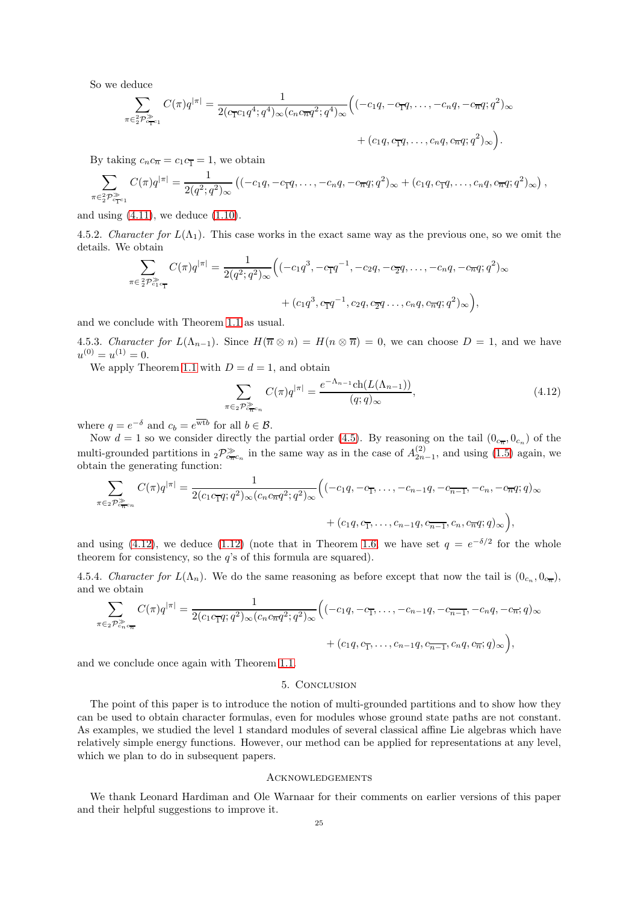So we deduce

$$\sum_{\pi\in {}^2_2\mathcal{P}^{\gg}_{c_{\overline{1}}c_1}} C(\pi)q^{|\pi|} = \frac{1}{2(c_{\overline{1}}c_1q^4;q^4)_\infty(c_nc_{\overline{n}}q^2;q^4)_\infty}\Big((-c_1q,-c_{\overline{1}}q,\ldots,-c_nq,-c_{\overline{n}}q;q^2)_\infty + (c_1q,c_{\overline{1}}q,\ldots,c_nq,c_{\overline{n}}q;q^2)_\infty\Big).$$

By taking $c_nc_{\overline{n}} = c_1c_{\overline{1}} = 1$, we obtain

$$\sum_{\pi\in {}^2_2\mathcal{P}^{\gg}_{c_{\overline{1}}c_1}} C(\pi)q^{|\pi|} = \frac{1}{2(q^2;q^2)_\infty}\left((-c_1q,-c_{\overline{1}}q,\ldots,-c_nq,-c_{\overline{n}}q;q^2)_\infty + (c_1q,c_{\overline{1}}q,\ldots,c_nq,c_{\overline{n}}q;q^2)_\infty\right),$$

and using (4.11), we deduce (1.10).

4.5.2. *Character for $L(\Lambda_1)$.* This case works in the exact same way as the previous one, so we omit the details. We obtain

$$\sum_{\pi\in {}^2_2\mathcal{P}^{\gg}_{c_1c_{\overline{1}}}} C(\pi)q^{|\pi|} = \frac{1}{2(q^2;q^2)_\infty}\Big((-c_1q^3,-c_{\overline{1}}q^{-1},-c_2q,-c_{\overline{2}}q,\ldots,-c_nq,-c_{\overline{n}}q;q^2)_\infty + (c_1q^3,c_{\overline{1}}q^{-1},c_2q,c_{\overline{2}}q\ldots,c_nq,c_{\overline{n}}q;q^2)_\infty\Big),$$

and we conclude with Theorem 1.1 as usual.

4.5.3. *Character for $L(\Lambda_{n-1})$.* Since $H(\overline{n}\otimes n) = H(n\otimes\overline{n}) = 0$, we can choose $D=1$, and we have $u^{(0)} = u^{(1)} = 0$.

We apply Theorem 1.1 with $D=d=1$, and obtain

$$\sum_{\pi\in {}_2\mathcal{P}^{\gg}_{c_{\overline{n}}c_n}} C(\pi)q^{|\pi|} = \frac{e^{-\Lambda_{n-1}}\mathrm{ch}(L(\Lambda_{n-1}))}{(q;q)_\infty}, \tag{4.12}$$

where $q=e^{-\delta}$ and $c_b = e^{\overline{\mathrm{wt}}b}$ for all $b\in\mathcal{B}$.

Now $d=1$ so we consider directly the partial order (4.5). By reasoning on the tail $(0_{c_{\overline{n}}},0_{c_n})$ of the multi-grounded partitions in ${}_2\mathcal{P}^{\gg}_{c_{\overline{n}}c_n}$ in the same way as in the case of $A^{(2)}_{2n-1}$, and using (1.5) again, we obtain the generating function:

$$\sum_{\pi\in {}_2\mathcal{P}^{\gg}_{c_{\overline{n}}c_n}} C(\pi)q^{|\pi|} = \frac{1}{2(c_1c_{\overline{1}}q;q^2)_\infty(c_nc_{\overline{n}}q^2;q^2)_\infty}\Big((-c_1q,-c_{\overline{1}},\ldots,-c_{n-1}q,-c_{\overline{n-1}},-c_n,-c_{\overline{n}}q;q)_\infty + (c_1q,c_{\overline{1}},\ldots,c_{n-1}q,c_{\overline{n-1}},c_n,c_{\overline{n}}q;q)_\infty\Big),$$

and using (4.12), we deduce (1.12) (note that in Theorem 1.6, we have set $q=e^{-\delta/2}$ for the whole theorem for consistency, so the $q$'s of this formula are squared).

4.5.4. *Character for $L(\Lambda_n)$.* We do the same reasoning as before except that now the tail is $(0_{c_n},0_{c_{\overline{n}}})$, and we obtain

$$\sum_{\pi\in {}_2\mathcal{P}^{\gg}_{c_nc_{\overline{n}}}} C(\pi)q^{|\pi|} = \frac{1}{2(c_1c_{\overline{1}}q;q^2)_\infty(c_nc_{\overline{n}}q^2;q^2)_\infty}\Big((-c_1q,-c_{\overline{1}},\ldots,-c_{n-1}q,-c_{\overline{n-1}},-c_nq,-c_{\overline{n}};q)_\infty + (c_1q,c_{\overline{1}},\ldots,c_{n-1}q,c_{\overline{n-1}},c_nq,c_{\overline{n}};q)_\infty\Big),$$

and we conclude once again with Theorem 1.1.

## 5. Conclusion

The point of this paper is to introduce the notion of multi-grounded partitions and to show how they can be used to obtain character formulas, even for modules whose ground state paths are not constant. As examples, we studied the level 1 standard modules of several classical affine Lie algebras which have relatively simple energy functions. However, our method can be applied for representations at any level, which we plan to do in subsequent papers.

## Acknowledgements

We thank Leonard Hardiman and Ole Warnaar for their comments on earlier versions of this paper and their helpful suggestions to improve it.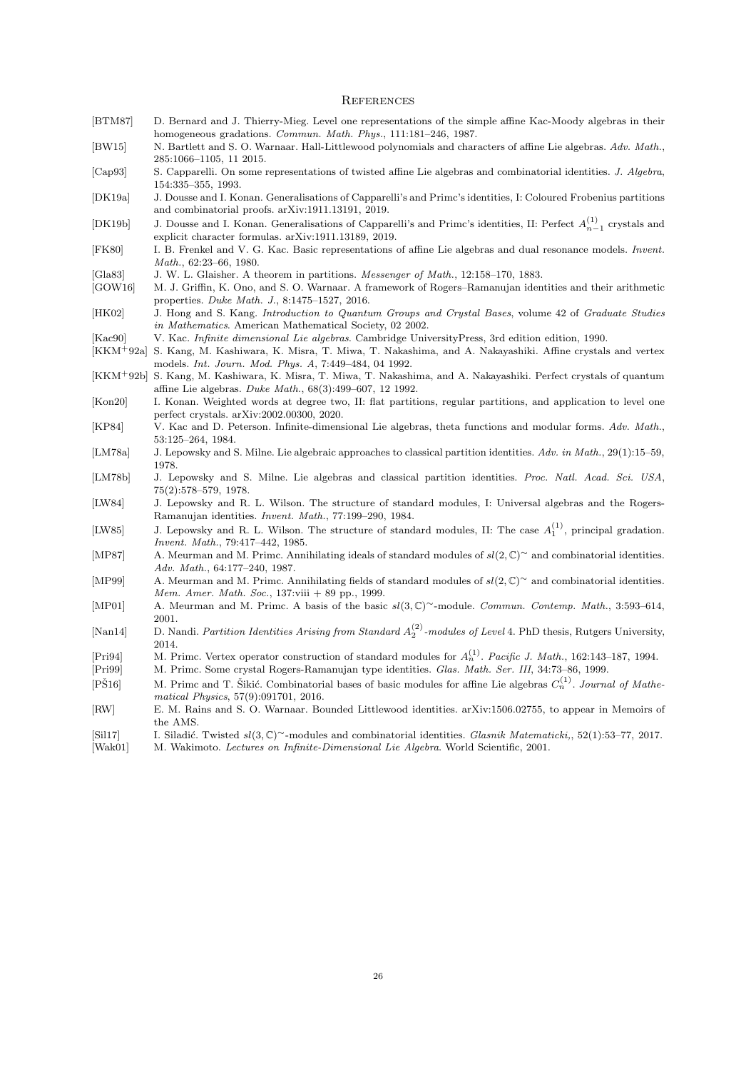# References

[BTM87] D. Bernard and J. Thierry-Mieg. Level one representations of the simple affine Kac-Moody algebras in their homogeneous gradations. *Commun. Math. Phys.*, 111:181–246, 1987.

[BW15] N. Bartlett and S. O. Warnaar. Hall-Littlewood polynomials and characters of affine Lie algebras. *Adv. Math.*, 285:1066–1105, 11 2015.

[Cap93] S. Capparelli. On some representations of twisted affine Lie algebras and combinatorial identities. *J. Algebra*, 154:335–355, 1993.

[DK19a] J. Dousse and I. Konan. Generalisations of Capparelli's and Primc's identities, I: Coloured Frobenius partitions and combinatorial proofs. arXiv:1911.13191, 2019.

[DK19b] J. Dousse and I. Konan. Generalisations of Capparelli's and Primc's identities, II: Perfect $A_{n-1}^{(1)}$ crystals and explicit character formulas. arXiv:1911.13189, 2019.

[FK80] I. B. Frenkel and V. G. Kac. Basic representations of affine Lie algebras and dual resonance models. *Invent. Math.*, 62:23–66, 1980.

[Gla83] J. W. L. Glaisher. A theorem in partitions. *Messenger of Math.*, 12:158–170, 1883.

[GOW16] M. J. Griffin, K. Ono, and S. O. Warnaar. A framework of Rogers–Ramanujan identities and their arithmetic properties. *Duke Math. J.*, 8:1475–1527, 2016.

[HK02] J. Hong and S. Kang. *Introduction to Quantum Groups and Crystal Bases*, volume 42 of *Graduate Studies in Mathematics*. American Mathematical Society, 02 2002.

[Kac90] V. Kac. *Infinite dimensional Lie algebras*. Cambridge UniversityPress, 3rd edition edition, 1990.

[KKM+92a] S. Kang, M. Kashiwara, K. Misra, T. Miwa, T. Nakashima, and A. Nakayashiki. Affine crystals and vertex models. *Int. Journ. Mod. Phys. A*, 7:449–484, 04 1992.

[KKM+92b] S. Kang, M. Kashiwara, K. Misra, T. Miwa, T. Nakashima, and A. Nakayashiki. Perfect crystals of quantum affine Lie algebras. *Duke Math.*, 68(3):499–607, 12 1992.

[Kon20] I. Konan. Weighted words at degree two, II: flat partitions, regular partitions, and application to level one perfect crystals. arXiv:2002.00300, 2020.

[KP84] V. Kac and D. Peterson. Infinite-dimensional Lie algebras, theta functions and modular forms. *Adv. Math.*, 53:125–264, 1984.

[LM78a] J. Lepowsky and S. Milne. Lie algebraic approaches to classical partition identities. *Adv. in Math.*, 29(1):15–59, 1978.

[LM78b] J. Lepowsky and S. Milne. Lie algebras and classical partition identities. *Proc. Natl. Acad. Sci. USA*, 75(2):578–579, 1978.

[LW84] J. Lepowsky and R. L. Wilson. The structure of standard modules, I: Universal algebras and the Rogers-Ramanujan identities. *Invent. Math.*, 77:199–290, 1984.

[LW85] J. Lepowsky and R. L. Wilson. The structure of standard modules, II: The case $A_1^{(1)}$, principal gradation. *Invent. Math.*, 79:417–442, 1985.

[MP87] A. Meurman and M. Primc. Annihilating ideals of standard modules of $sl(2,\mathbb{C})^{\sim}$ and combinatorial identities. *Adv. Math.*, 64:177–240, 1987.

[MP99] A. Meurman and M. Primc. Annihilating fields of standard modules of $sl(2,\mathbb{C})^{\sim}$ and combinatorial identities. *Mem. Amer. Math. Soc.*, 137:viii + 89 pp., 1999.

[MP01] A. Meurman and M. Primc. A basis of the basic $sl(3,\mathbb{C})^{\sim}$-module. *Commun. Contemp. Math.*, 3:593–614, 2001.

[Nan14] D. Nandi. *Partition Identities Arising from Standard $A_2^{(2)}$-modules of Level* 4. PhD thesis, Rutgers University, 2014.

[Pri94] M. Primc. Vertex operator construction of standard modules for $A_n^{(1)}$. *Pacific J. Math.*, 162:143–187, 1994.

[Pri99] M. Primc. Some crystal Rogers-Ramanujan type identities. *Glas. Math. Ser. III*, 34:73–86, 1999.

[PŠ16] M. Primc and T. Šikić. Combinatorial bases of basic modules for affine Lie algebras $C_n^{(1)}$. *Journal of Mathematical Physics*, 57(9):091701, 2016.

[RW] E. M. Rains and S. O. Warnaar. Bounded Littlewood identities. arXiv:1506.02755, to appear in Memoirs of the AMS.

[Sil17] I. Siladić. Twisted $sl(3,\mathbb{C})^{\sim}$-modules and combinatorial identities. *Glasnik Matematicki,*, 52(1):53–77, 2017.

[Wak01] M. Wakimoto. *Lectures on Infinite-Dimensional Lie Algebra*. World Scientific, 2001.